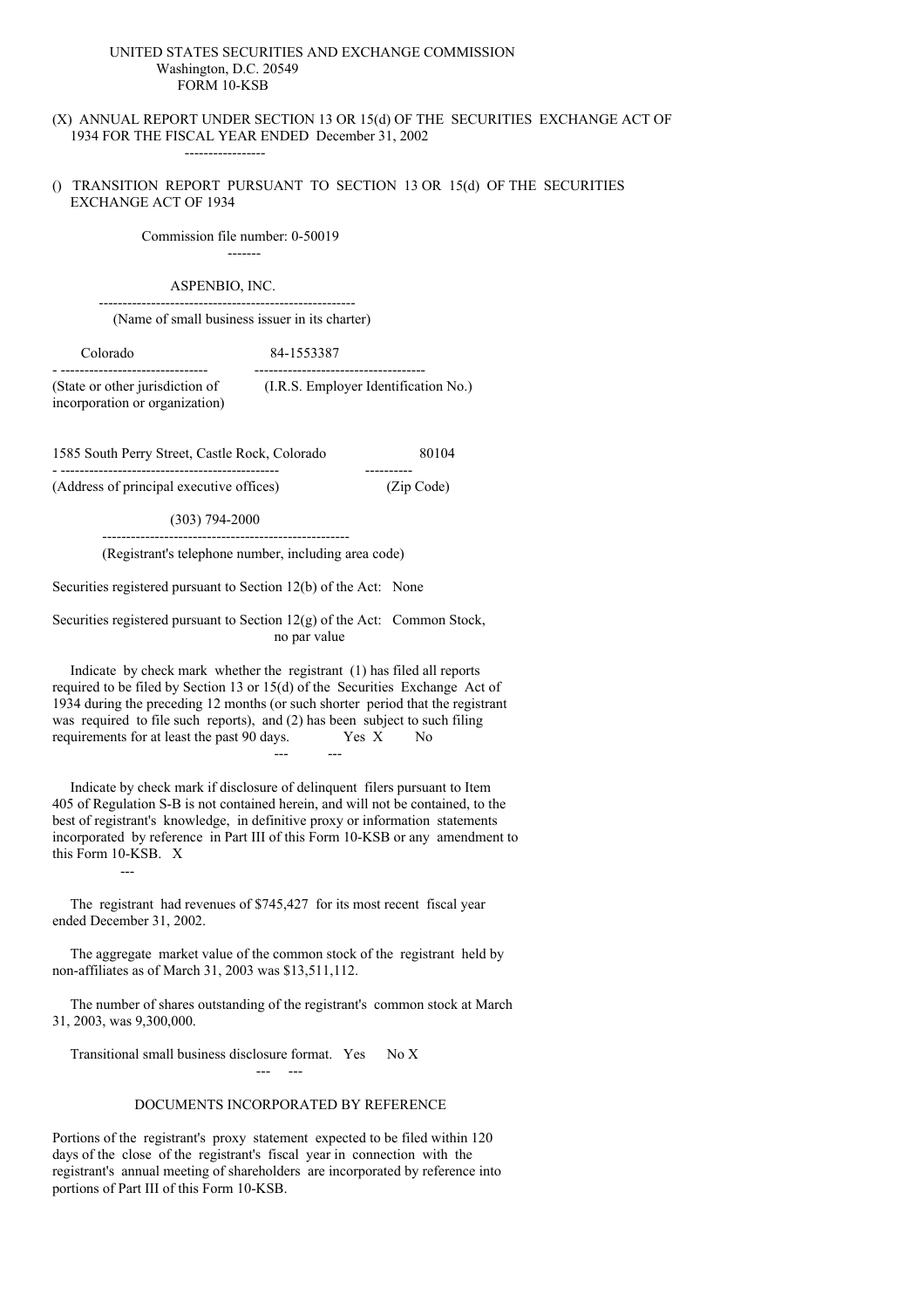UNITED STATES SECURITIES AND EXCHANGE COMMISSION
Washington, D.C. 20549
FORM 10-KSB

(X) ANNUAL REPORT UNDER SECTION 13 OR 15(d) OF THE SECURITIES EXCHANGE ACT OF 1934 FOR THE FISCAL YEAR ENDED December 31, 2002

() TRANSITION REPORT PURSUANT TO SECTION 13 OR 15(d) OF THE SECURITIES EXCHANGE ACT OF 1934

Commission file number: 0-50019

ASPENBIO, INC.

(Name of small business issuer in its charter)

| Colorado | 84-1553387 |
|---|---|
| (State or other jurisdiction of incorporation or organization) | (I.R.S. Employer Identification No.) |

| 1585 South Perry Street, Castle Rock, Colorado | 80104 |
|---|---|
| (Address of principal executive offices) | (Zip Code) |

(303) 794-2000

(Registrant's telephone number, including area code)

Securities registered pursuant to Section 12(b) of the Act: None

Securities registered pursuant to Section 12(g) of the Act: Common Stock, no par value

Indicate by check mark whether the registrant (1) has filed all reports required to be filed by Section 13 or 15(d) of the Securities Exchange Act of 1934 during the preceding 12 months (or such shorter period that the registrant was required to file such reports), and (2) has been subject to such filing requirements for at least the past 90 days. Yes X No

Indicate by check mark if disclosure of delinquent filers pursuant to Item 405 of Regulation S-B is not contained herein, and will not be contained, to the best of registrant's knowledge, in definitive proxy or information statements incorporated by reference in Part III of this Form 10-KSB or any amendment to this Form 10-KSB. X

The registrant had revenues of $745,427 for its most recent fiscal year ended December 31, 2002.

The aggregate market value of the common stock of the registrant held by non-affiliates as of March 31, 2003 was $13,511,112.

The number of shares outstanding of the registrant's common stock at March 31, 2003, was 9,300,000.

Transitional small business disclosure format. Yes No X

DOCUMENTS INCORPORATED BY REFERENCE

Portions of the registrant's proxy statement expected to be filed within 120 days of the close of the registrant's fiscal year in connection with the registrant's annual meeting of shareholders are incorporated by reference into portions of Part III of this Form 10-KSB.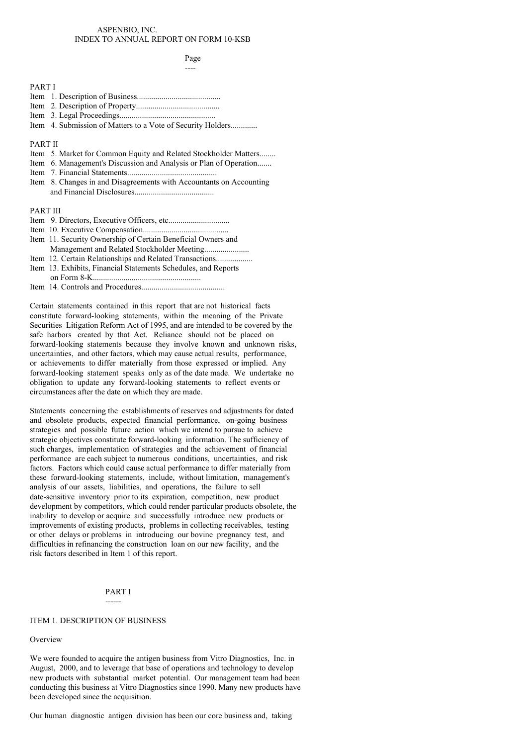ASPENBIO, INC.
INDEX TO ANNUAL REPORT ON FORM 10-KSB

| | Page |
|---|---|
| **PART I** | |
| Item 1. Description of Business | |
| Item 2. Description of Property | |
| Item 3. Legal Proceedings | |
| Item 4. Submission of Matters to a Vote of Security Holders | |
| **PART II** | |
| Item 5. Market for Common Equity and Related Stockholder Matters | |
| Item 6. Management's Discussion and Analysis or Plan of Operation | |
| Item 7. Financial Statements | |
| Item 8. Changes in and Disagreements with Accountants on Accounting and Financial Disclosures | |
| **PART III** | |
| Item 9. Directors, Executive Officers, etc | |
| Item 10. Executive Compensation | |
| Item 11. Security Ownership of Certain Beneficial Owners and Management and Related Stockholder Meeting | |
| Item 12. Certain Relationships and Related Transactions | |
| Item 13. Exhibits, Financial Statements Schedules, and Reports on Form 8-K | |
| Item 14. Controls and Procedures | |

Certain statements contained in this report that are not historical facts constitute forward-looking statements, within the meaning of the Private Securities Litigation Reform Act of 1995, and are intended to be covered by the safe harbors created by that Act. Reliance should not be placed on forward-looking statements because they involve known and unknown risks, uncertainties, and other factors, which may cause actual results, performance, or achievements to differ materially from those expressed or implied. Any forward-looking statement speaks only as of the date made. We undertake no obligation to update any forward-looking statements to reflect events or circumstances after the date on which they are made.

Statements concerning the establishments of reserves and adjustments for dated and obsolete products, expected financial performance, on-going business strategies and possible future action which we intend to pursue to achieve strategic objectives constitute forward-looking information. The sufficiency of such charges, implementation of strategies and the achievement of financial performance are each subject to numerous conditions, uncertainties, and risk factors. Factors which could cause actual performance to differ materially from these forward-looking statements, include, without limitation, management's analysis of our assets, liabilities, and operations, the failure to sell date-sensitive inventory prior to its expiration, competition, new product development by competitors, which could render particular products obsolete, the inability to develop or acquire and successfully introduce new products or improvements of existing products, problems in collecting receivables, testing or other delays or problems in introducing our bovine pregnancy test, and difficulties in refinancing the construction loan on our new facility, and the risk factors described in Item 1 of this report.

# PART I

## ITEM 1. DESCRIPTION OF BUSINESS

### Overview

We were founded to acquire the antigen business from Vitro Diagnostics, Inc. in August, 2000, and to leverage that base of operations and technology to develop new products with substantial market potential. Our management team had been conducting this business at Vitro Diagnostics since 1990. Many new products have been developed since the acquisition.

Our human diagnostic antigen division has been our core business and, taking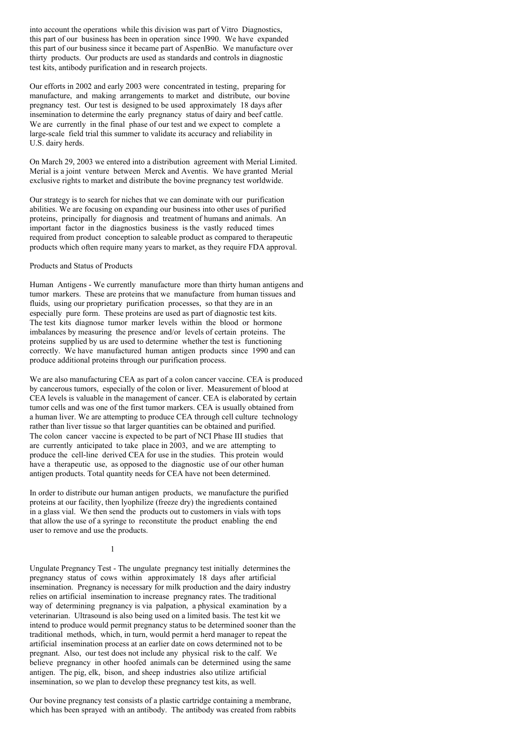into account the operations while this division was part of Vitro Diagnostics, this part of our business has been in operation since 1990. We have expanded this part of our business since it became part of AspenBio. We manufacture over thirty products. Our products are used as standards and controls in diagnostic test kits, antibody purification and in research projects.

Our efforts in 2002 and early 2003 were concentrated in testing, preparing for manufacture, and making arrangements to market and distribute, our bovine pregnancy test. Our test is designed to be used approximately 18 days after insemination to determine the early pregnancy status of dairy and beef cattle. We are currently in the final phase of our test and we expect to complete a large-scale field trial this summer to validate its accuracy and reliability in U.S. dairy herds.

On March 29, 2003 we entered into a distribution agreement with Merial Limited. Merial is a joint venture between Merck and Aventis. We have granted Merial exclusive rights to market and distribute the bovine pregnancy test worldwide.

Our strategy is to search for niches that we can dominate with our purification abilities. We are focusing on expanding our business into other uses of purified proteins, principally for diagnosis and treatment of humans and animals. An important factor in the diagnostics business is the vastly reduced times required from product conception to saleable product as compared to therapeutic products which often require many years to market, as they require FDA approval.

Products and Status of Products

Human Antigens - We currently manufacture more than thirty human antigens and tumor markers. These are proteins that we manufacture from human tissues and fluids, using our proprietary purification processes, so that they are in an especially pure form. These proteins are used as part of diagnostic test kits. The test kits diagnose tumor marker levels within the blood or hormone imbalances by measuring the presence and/or levels of certain proteins. The proteins supplied by us are used to determine whether the test is functioning correctly. We have manufactured human antigen products since 1990 and can produce additional proteins through our purification process.

We are also manufacturing CEA as part of a colon cancer vaccine. CEA is produced by cancerous tumors, especially of the colon or liver. Measurement of blood at CEA levels is valuable in the management of cancer. CEA is elaborated by certain tumor cells and was one of the first tumor markers. CEA is usually obtained from a human liver. We are attempting to produce CEA through cell culture technology rather than liver tissue so that larger quantities can be obtained and purified. The colon cancer vaccine is expected to be part of NCI Phase III studies that are currently anticipated to take place in 2003, and we are attempting to produce the cell-line derived CEA for use in the studies. This protein would have a therapeutic use, as opposed to the diagnostic use of our other human antigen products. Total quantity needs for CEA have not been determined.

In order to distribute our human antigen products, we manufacture the purified proteins at our facility, then lyophilize (freeze dry) the ingredients contained in a glass vial. We then send the products out to customers in vials with tops that allow the use of a syringe to reconstitute the product enabling the end user to remove and use the products.

Ungulate Pregnancy Test - The ungulate pregnancy test initially determines the pregnancy status of cows within approximately 18 days after artificial insemination. Pregnancy is necessary for milk production and the dairy industry relies on artificial insemination to increase pregnancy rates. The traditional way of determining pregnancy is via palpation, a physical examination by a veterinarian. Ultrasound is also being used on a limited basis. The test kit we intend to produce would permit pregnancy status to be determined sooner than the traditional methods, which, in turn, would permit a herd manager to repeat the artificial insemination process at an earlier date on cows determined not to be pregnant. Also, our test does not include any physical risk to the calf. We believe pregnancy in other hoofed animals can be determined using the same antigen. The pig, elk, bison, and sheep industries also utilize artificial insemination, so we plan to develop these pregnancy test kits, as well.

Our bovine pregnancy test consists of a plastic cartridge containing a membrane, which has been sprayed with an antibody. The antibody was created from rabbits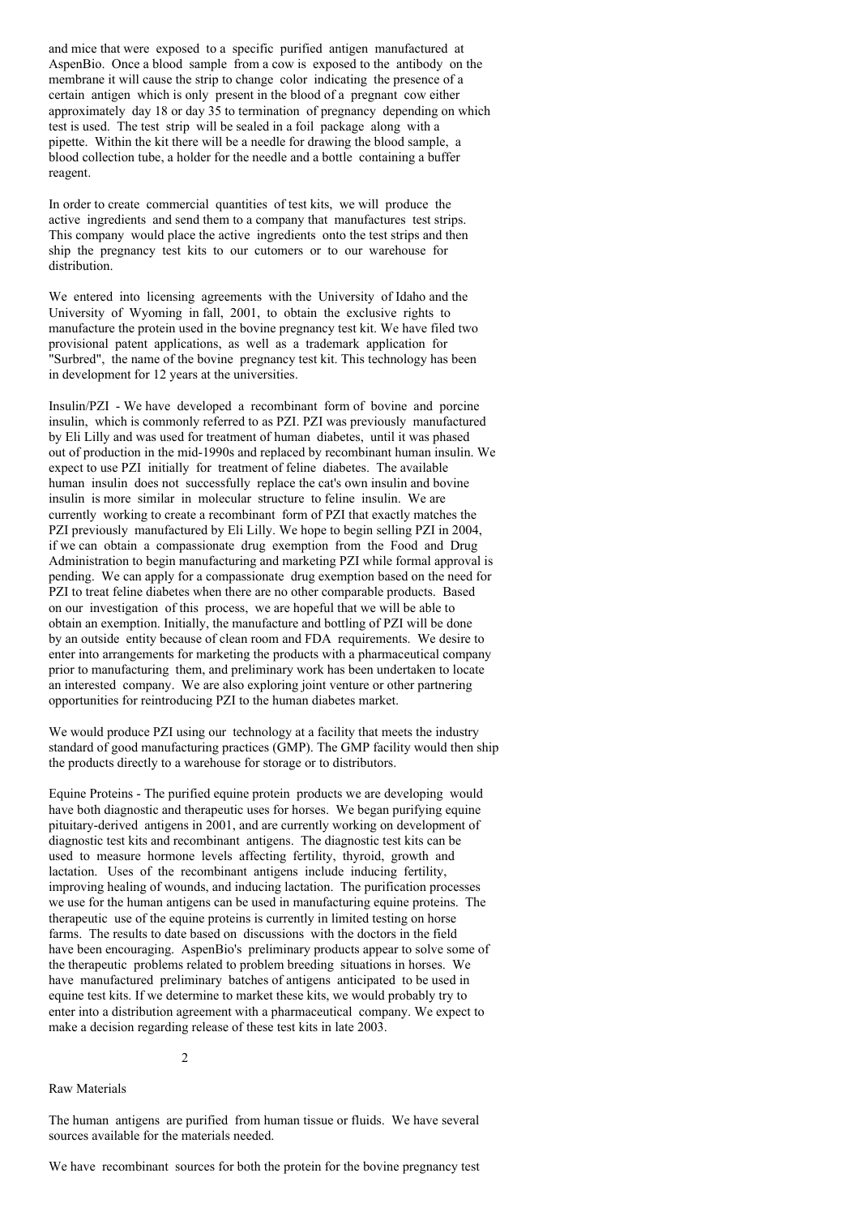and mice that were exposed to a specific purified antigen manufactured at AspenBio. Once a blood sample from a cow is exposed to the antibody on the membrane it will cause the strip to change color indicating the presence of a certain antigen which is only present in the blood of a pregnant cow either approximately day 18 or day 35 to termination of pregnancy depending on which test is used. The test strip will be sealed in a foil package along with a pipette. Within the kit there will be a needle for drawing the blood sample, a blood collection tube, a holder for the needle and a bottle containing a buffer reagent.

In order to create commercial quantities of test kits, we will produce the active ingredients and send them to a company that manufactures test strips. This company would place the active ingredients onto the test strips and then ship the pregnancy test kits to our cutomers or to our warehouse for distribution.

We entered into licensing agreements with the University of Idaho and the University of Wyoming in fall, 2001, to obtain the exclusive rights to manufacture the protein used in the bovine pregnancy test kit. We have filed two provisional patent applications, as well as a trademark application for "Surbred", the name of the bovine pregnancy test kit. This technology has been in development for 12 years at the universities.

Insulin/PZI - We have developed a recombinant form of bovine and porcine insulin, which is commonly referred to as PZI. PZI was previously manufactured by Eli Lilly and was used for treatment of human diabetes, until it was phased out of production in the mid-1990s and replaced by recombinant human insulin. We expect to use PZI initially for treatment of feline diabetes. The available human insulin does not successfully replace the cat's own insulin and bovine insulin is more similar in molecular structure to feline insulin. We are currently working to create a recombinant form of PZI that exactly matches the PZI previously manufactured by Eli Lilly. We hope to begin selling PZI in 2004, if we can obtain a compassionate drug exemption from the Food and Drug Administration to begin manufacturing and marketing PZI while formal approval is pending. We can apply for a compassionate drug exemption based on the need for PZI to treat feline diabetes when there are no other comparable products. Based on our investigation of this process, we are hopeful that we will be able to obtain an exemption. Initially, the manufacture and bottling of PZI will be done by an outside entity because of clean room and FDA requirements. We desire to enter into arrangements for marketing the products with a pharmaceutical company prior to manufacturing them, and preliminary work has been undertaken to locate an interested company. We are also exploring joint venture or other partnering opportunities for reintroducing PZI to the human diabetes market.

We would produce PZI using our technology at a facility that meets the industry standard of good manufacturing practices (GMP). The GMP facility would then ship the products directly to a warehouse for storage or to distributors.

Equine Proteins - The purified equine protein products we are developing would have both diagnostic and therapeutic uses for horses. We began purifying equine pituitary-derived antigens in 2001, and are currently working on development of diagnostic test kits and recombinant antigens. The diagnostic test kits can be used to measure hormone levels affecting fertility, thyroid, growth and lactation. Uses of the recombinant antigens include inducing fertility, improving healing of wounds, and inducing lactation. The purification processes we use for the human antigens can be used in manufacturing equine proteins. The therapeutic use of the equine proteins is currently in limited testing on horse farms. The results to date based on discussions with the doctors in the field have been encouraging. AspenBio's preliminary products appear to solve some of the therapeutic problems related to problem breeding situations in horses. We have manufactured preliminary batches of antigens anticipated to be used in equine test kits. If we determine to market these kits, we would probably try to enter into a distribution agreement with a pharmaceutical company. We expect to make a decision regarding release of these test kits in late 2003.

Raw Materials

The human antigens are purified from human tissue or fluids. We have several sources available for the materials needed.

We have recombinant sources for both the protein for the bovine pregnancy test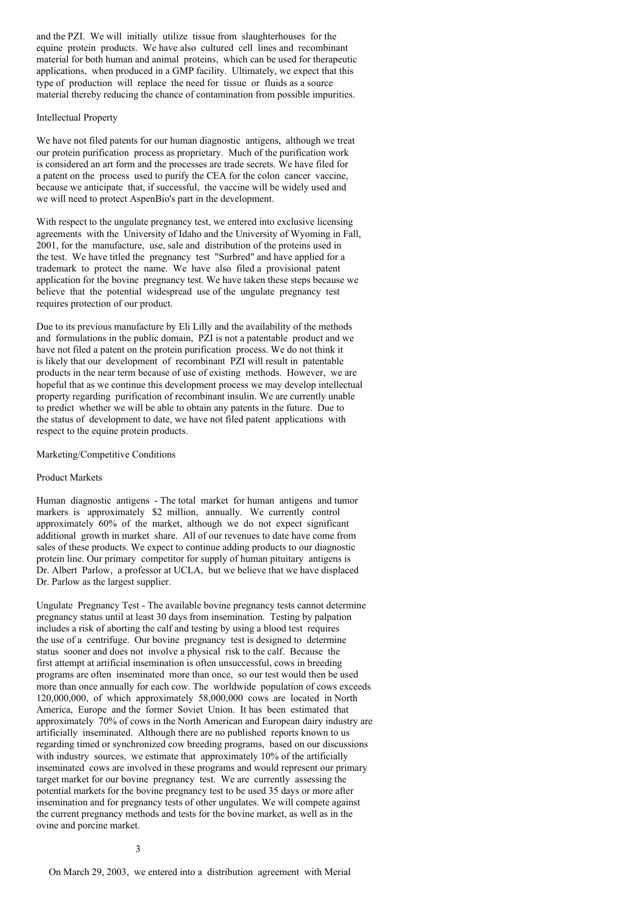and the PZI. We will initially utilize tissue from slaughterhouses for the equine protein products. We have also cultured cell lines and recombinant material for both human and animal proteins, which can be used for therapeutic applications, when produced in a GMP facility. Ultimately, we expect that this type of production will replace the need for tissue or fluids as a source material thereby reducing the chance of contamination from possible impurities.

Intellectual Property

We have not filed patents for our human diagnostic antigens, although we treat our protein purification process as proprietary. Much of the purification work is considered an art form and the processes are trade secrets. We have filed for a patent on the process used to purify the CEA for the colon cancer vaccine, because we anticipate that, if successful, the vaccine will be widely used and we will need to protect AspenBio's part in the development.

With respect to the ungulate pregnancy test, we entered into exclusive licensing agreements with the University of Idaho and the University of Wyoming in Fall, 2001, for the manufacture, use, sale and distribution of the proteins used in the test. We have titled the pregnancy test "Surbred" and have applied for a trademark to protect the name. We have also filed a provisional patent application for the bovine pregnancy test. We have taken these steps because we believe that the potential widespread use of the ungulate pregnancy test requires protection of our product.

Due to its previous manufacture by Eli Lilly and the availability of the methods and formulations in the public domain, PZI is not a patentable product and we have not filed a patent on the protein purification process. We do not think it is likely that our development of recombinant PZI will result in patentable products in the near term because of use of existing methods. However, we are hopeful that as we continue this development process we may develop intellectual property regarding purification of recombinant insulin. We are currently unable to predict whether we will be able to obtain any patents in the future. Due to the status of development to date, we have not filed patent applications with respect to the equine protein products.

Marketing/Competitive Conditions

Product Markets

Human diagnostic antigens - The total market for human antigens and tumor markers is approximately $2 million, annually. We currently control approximately 60% of the market, although we do not expect significant additional growth in market share. All of our revenues to date have come from sales of these products. We expect to continue adding products to our diagnostic protein line. Our primary competitor for supply of human pituitary antigens is Dr. Albert Parlow, a professor at UCLA, but we believe that we have displaced Dr. Parlow as the largest supplier.

Ungulate Pregnancy Test - The available bovine pregnancy tests cannot determine pregnancy status until at least 30 days from insemination. Testing by palpation includes a risk of aborting the calf and testing by using a blood test requires the use of a centrifuge. Our bovine pregnancy test is designed to determine status sooner and does not involve a physical risk to the calf. Because the first attempt at artificial insemination is often unsuccessful, cows in breeding programs are often inseminated more than once, so our test would then be used more than once annually for each cow. The worldwide population of cows exceeds 120,000,000, of which approximately 58,000,000 cows are located in North America, Europe and the former Soviet Union. It has been estimated that approximately 70% of cows in the North American and European dairy industry are artificially inseminated. Although there are no published reports known to us regarding timed or synchronized cow breeding programs, based on our discussions with industry sources, we estimate that approximately 10% of the artificially inseminated cows are involved in these programs and would represent our primary target market for our bovine pregnancy test. We are currently assessing the potential markets for the bovine pregnancy test to be used 35 days or more after insemination and for pregnancy tests of other ungulates. We will compete against the current pregnancy methods and tests for the bovine market, as well as in the ovine and porcine market.

On March 29, 2003, we entered into a distribution agreement with Merial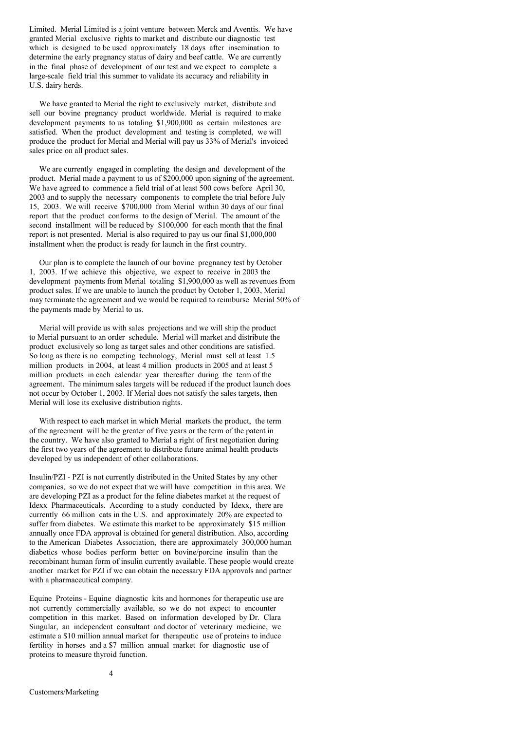Limited. Merial Limited is a joint venture between Merck and Aventis. We have granted Merial exclusive rights to market and distribute our diagnostic test which is designed to be used approximately 18 days after insemination to determine the early pregnancy status of dairy and beef cattle. We are currently in the final phase of development of our test and we expect to complete a large-scale field trial this summer to validate its accuracy and reliability in U.S. dairy herds.

We have granted to Merial the right to exclusively market, distribute and sell our bovine pregnancy product worldwide. Merial is required to make development payments to us totaling $1,900,000 as certain milestones are satisfied. When the product development and testing is completed, we will produce the product for Merial and Merial will pay us 33% of Merial's invoiced sales price on all product sales.

We are currently engaged in completing the design and development of the product. Merial made a payment to us of $200,000 upon signing of the agreement. We have agreed to commence a field trial of at least 500 cows before April 30, 2003 and to supply the necessary components to complete the trial before July 15, 2003. We will receive $700,000 from Merial within 30 days of our final report that the product conforms to the design of Merial. The amount of the second installment will be reduced by $100,000 for each month that the final report is not presented. Merial is also required to pay us our final $1,000,000 installment when the product is ready for launch in the first country.

Our plan is to complete the launch of our bovine pregnancy test by October 1, 2003. If we achieve this objective, we expect to receive in 2003 the development payments from Merial totaling $1,900,000 as well as revenues from product sales. If we are unable to launch the product by October 1, 2003, Merial may terminate the agreement and we would be required to reimburse Merial 50% of the payments made by Merial to us.

Merial will provide us with sales projections and we will ship the product to Merial pursuant to an order schedule. Merial will market and distribute the product exclusively so long as target sales and other conditions are satisfied. So long as there is no competing technology, Merial must sell at least 1.5 million products in 2004, at least 4 million products in 2005 and at least 5 million products in each calendar year thereafter during the term of the agreement. The minimum sales targets will be reduced if the product launch does not occur by October 1, 2003. If Merial does not satisfy the sales targets, then Merial will lose its exclusive distribution rights.

With respect to each market in which Merial markets the product, the term of the agreement will be the greater of five years or the term of the patent in the country. We have also granted to Merial a right of first negotiation during the first two years of the agreement to distribute future animal health products developed by us independent of other collaborations.

Insulin/PZI - PZI is not currently distributed in the United States by any other companies, so we do not expect that we will have competition in this area. We are developing PZI as a product for the feline diabetes market at the request of Idexx Pharmaceuticals. According to a study conducted by Idexx, there are currently 66 million cats in the U.S. and approximately 20% are expected to suffer from diabetes. We estimate this market to be approximately $15 million annually once FDA approval is obtained for general distribution. Also, according to the American Diabetes Association, there are approximately 300,000 human diabetics whose bodies perform better on bovine/porcine insulin than the recombinant human form of insulin currently available. These people would create another market for PZI if we can obtain the necessary FDA approvals and partner with a pharmaceutical company.

Equine Proteins - Equine diagnostic kits and hormones for therapeutic use are not currently commercially available, so we do not expect to encounter competition in this market. Based on information developed by Dr. Clara Singular, an independent consultant and doctor of veterinary medicine, we estimate a $10 million annual market for therapeutic use of proteins to induce fertility in horses and a $7 million annual market for diagnostic use of proteins to measure thyroid function.

Customers/Marketing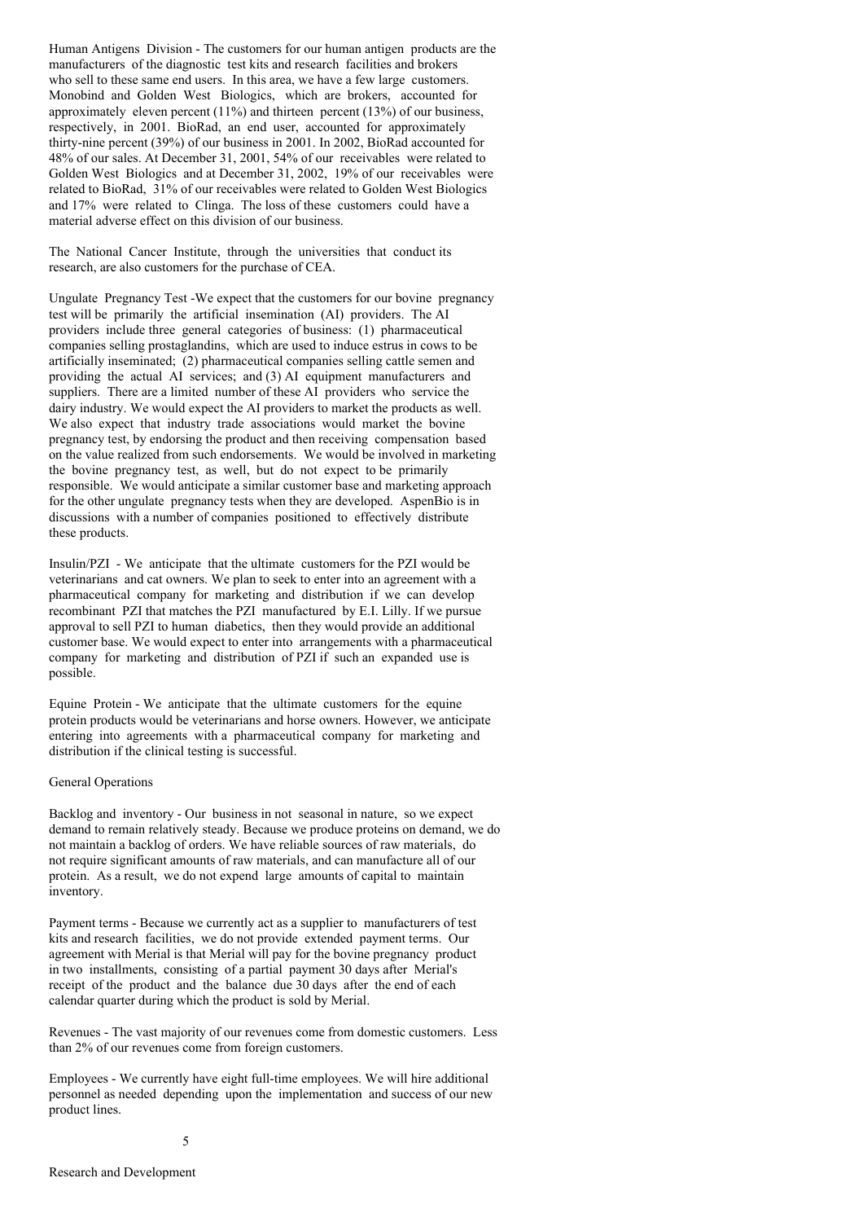Human Antigens Division - The customers for our human antigen products are the manufacturers of the diagnostic test kits and research facilities and brokers who sell to these same end users. In this area, we have a few large customers. Monobind and Golden West Biologics, which are brokers, accounted for approximately eleven percent (11%) and thirteen percent (13%) of our business, respectively, in 2001. BioRad, an end user, accounted for approximately thirty-nine percent (39%) of our business in 2001. In 2002, BioRad accounted for 48% of our sales. At December 31, 2001, 54% of our receivables were related to Golden West Biologics and at December 31, 2002, 19% of our receivables were related to BioRad, 31% of our receivables were related to Golden West Biologics and 17% were related to Clinga. The loss of these customers could have a material adverse effect on this division of our business.

The National Cancer Institute, through the universities that conduct its research, are also customers for the purchase of CEA.

Ungulate Pregnancy Test -We expect that the customers for our bovine pregnancy test will be primarily the artificial insemination (AI) providers. The AI providers include three general categories of business: (1) pharmaceutical companies selling prostaglandins, which are used to induce estrus in cows to be artificially inseminated; (2) pharmaceutical companies selling cattle semen and providing the actual AI services; and (3) AI equipment manufacturers and suppliers. There are a limited number of these AI providers who service the dairy industry. We would expect the AI providers to market the products as well. We also expect that industry trade associations would market the bovine pregnancy test, by endorsing the product and then receiving compensation based on the value realized from such endorsements. We would be involved in marketing the bovine pregnancy test, as well, but do not expect to be primarily responsible. We would anticipate a similar customer base and marketing approach for the other ungulate pregnancy tests when they are developed. AspenBio is in discussions with a number of companies positioned to effectively distribute these products.

Insulin/PZI - We anticipate that the ultimate customers for the PZI would be veterinarians and cat owners. We plan to seek to enter into an agreement with a pharmaceutical company for marketing and distribution if we can develop recombinant PZI that matches the PZI manufactured by E.I. Lilly. If we pursue approval to sell PZI to human diabetics, then they would provide an additional customer base. We would expect to enter into arrangements with a pharmaceutical company for marketing and distribution of PZI if such an expanded use is possible.

Equine Protein - We anticipate that the ultimate customers for the equine protein products would be veterinarians and horse owners. However, we anticipate entering into agreements with a pharmaceutical company for marketing and distribution if the clinical testing is successful.

General Operations

Backlog and inventory - Our business in not seasonal in nature, so we expect demand to remain relatively steady. Because we produce proteins on demand, we do not maintain a backlog of orders. We have reliable sources of raw materials, do not require significant amounts of raw materials, and can manufacture all of our protein. As a result, we do not expend large amounts of capital to maintain inventory.

Payment terms - Because we currently act as a supplier to manufacturers of test kits and research facilities, we do not provide extended payment terms. Our agreement with Merial is that Merial will pay for the bovine pregnancy product in two installments, consisting of a partial payment 30 days after Merial's receipt of the product and the balance due 30 days after the end of each calendar quarter during which the product is sold by Merial.

Revenues - The vast majority of our revenues come from domestic customers. Less than 2% of our revenues come from foreign customers.

Employees - We currently have eight full-time employees. We will hire additional personnel as needed depending upon the implementation and success of our new product lines.

Research and Development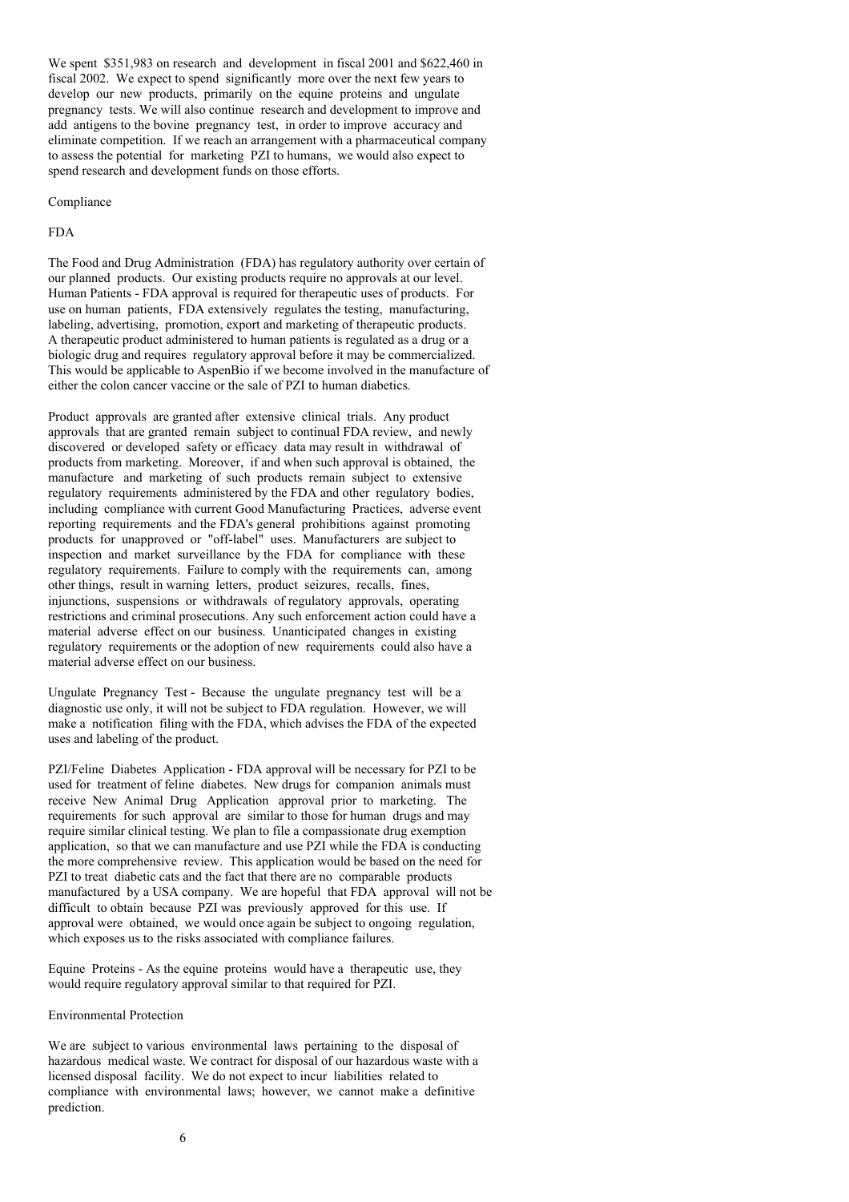We spent $351,983 on research and development in fiscal 2001 and $622,460 in fiscal 2002. We expect to spend significantly more over the next few years to develop our new products, primarily on the equine proteins and ungulate pregnancy tests. We will also continue research and development to improve and add antigens to the bovine pregnancy test, in order to improve accuracy and eliminate competition. If we reach an arrangement with a pharmaceutical company to assess the potential for marketing PZI to humans, we would also expect to spend research and development funds on those efforts.

## Compliance

### FDA

The Food and Drug Administration (FDA) has regulatory authority over certain of our planned products. Our existing products require no approvals at our level. Human Patients - FDA approval is required for therapeutic uses of products. For use on human patients, FDA extensively regulates the testing, manufacturing, labeling, advertising, promotion, export and marketing of therapeutic products. A therapeutic product administered to human patients is regulated as a drug or a biologic drug and requires regulatory approval before it may be commercialized. This would be applicable to AspenBio if we become involved in the manufacture of either the colon cancer vaccine or the sale of PZI to human diabetics.

Product approvals are granted after extensive clinical trials. Any product approvals that are granted remain subject to continual FDA review, and newly discovered or developed safety or efficacy data may result in withdrawal of products from marketing. Moreover, if and when such approval is obtained, the manufacture and marketing of such products remain subject to extensive regulatory requirements administered by the FDA and other regulatory bodies, including compliance with current Good Manufacturing Practices, adverse event reporting requirements and the FDA's general prohibitions against promoting products for unapproved or "off-label" uses. Manufacturers are subject to inspection and market surveillance by the FDA for compliance with these regulatory requirements. Failure to comply with the requirements can, among other things, result in warning letters, product seizures, recalls, fines, injunctions, suspensions or withdrawals of regulatory approvals, operating restrictions and criminal prosecutions. Any such enforcement action could have a material adverse effect on our business. Unanticipated changes in existing regulatory requirements or the adoption of new requirements could also have a material adverse effect on our business.

Ungulate Pregnancy Test - Because the ungulate pregnancy test will be a diagnostic use only, it will not be subject to FDA regulation. However, we will make a notification filing with the FDA, which advises the FDA of the expected uses and labeling of the product.

PZI/Feline Diabetes Application - FDA approval will be necessary for PZI to be used for treatment of feline diabetes. New drugs for companion animals must receive New Animal Drug Application approval prior to marketing. The requirements for such approval are similar to those for human drugs and may require similar clinical testing. We plan to file a compassionate drug exemption application, so that we can manufacture and use PZI while the FDA is conducting the more comprehensive review. This application would be based on the need for PZI to treat diabetic cats and the fact that there are no comparable products manufactured by a USA company. We are hopeful that FDA approval will not be difficult to obtain because PZI was previously approved for this use. If approval were obtained, we would once again be subject to ongoing regulation, which exposes us to the risks associated with compliance failures.

Equine Proteins - As the equine proteins would have a therapeutic use, they would require regulatory approval similar to that required for PZI.

### Environmental Protection

We are subject to various environmental laws pertaining to the disposal of hazardous medical waste. We contract for disposal of our hazardous waste with a licensed disposal facility. We do not expect to incur liabilities related to compliance with environmental laws; however, we cannot make a definitive prediction.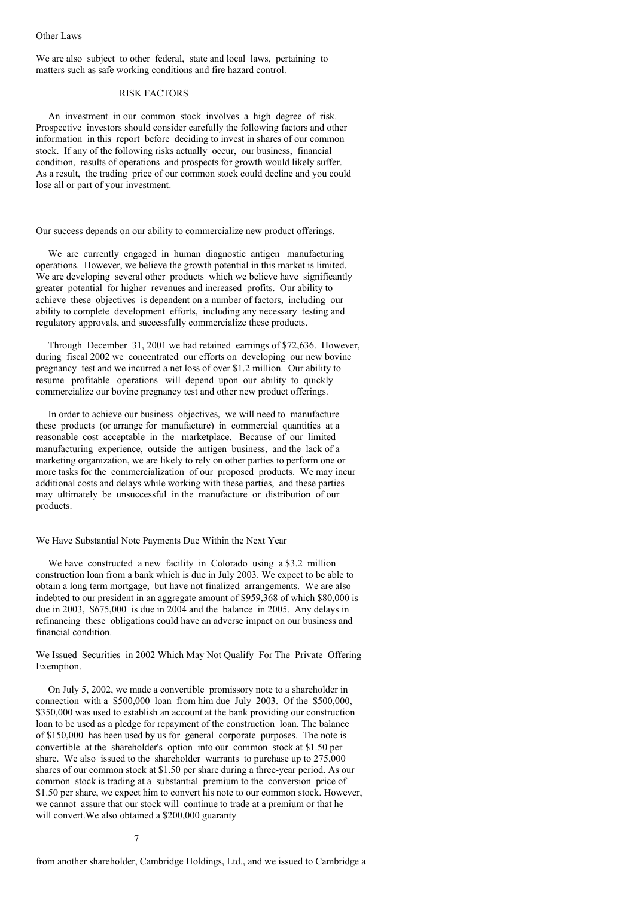Other Laws

We are also subject to other federal, state and local laws, pertaining to matters such as safe working conditions and fire hazard control.

## RISK FACTORS

An investment in our common stock involves a high degree of risk. Prospective investors should consider carefully the following factors and other information in this report before deciding to invest in shares of our common stock. If any of the following risks actually occur, our business, financial condition, results of operations and prospects for growth would likely suffer. As a result, the trading price of our common stock could decline and you could lose all or part of your investment.

Our success depends on our ability to commercialize new product offerings.

We are currently engaged in human diagnostic antigen manufacturing operations. However, we believe the growth potential in this market is limited. We are developing several other products which we believe have significantly greater potential for higher revenues and increased profits. Our ability to achieve these objectives is dependent on a number of factors, including our ability to complete development efforts, including any necessary testing and regulatory approvals, and successfully commercialize these products.

Through December 31, 2001 we had retained earnings of $72,636. However, during fiscal 2002 we concentrated our efforts on developing our new bovine pregnancy test and we incurred a net loss of over $1.2 million. Our ability to resume profitable operations will depend upon our ability to quickly commercialize our bovine pregnancy test and other new product offerings.

In order to achieve our business objectives, we will need to manufacture these products (or arrange for manufacture) in commercial quantities at a reasonable cost acceptable in the marketplace. Because of our limited manufacturing experience, outside the antigen business, and the lack of a marketing organization, we are likely to rely on other parties to perform one or more tasks for the commercialization of our proposed products. We may incur additional costs and delays while working with these parties, and these parties may ultimately be unsuccessful in the manufacture or distribution of our products.

We Have Substantial Note Payments Due Within the Next Year

We have constructed a new facility in Colorado using a $3.2 million construction loan from a bank which is due in July 2003. We expect to be able to obtain a long term mortgage, but have not finalized arrangements. We are also indebted to our president in an aggregate amount of $959,368 of which $80,000 is due in 2003, $675,000 is due in 2004 and the balance in 2005. Any delays in refinancing these obligations could have an adverse impact on our business and financial condition.

We Issued Securities in 2002 Which May Not Qualify For The Private Offering Exemption.

On July 5, 2002, we made a convertible promissory note to a shareholder in connection with a $500,000 loan from him due July 2003. Of the $500,000, $350,000 was used to establish an account at the bank providing our construction loan to be used as a pledge for repayment of the construction loan. The balance of $150,000 has been used by us for general corporate purposes. The note is convertible at the shareholder's option into our common stock at $1.50 per share. We also issued to the shareholder warrants to purchase up to 275,000 shares of our common stock at $1.50 per share during a three-year period. As our common stock is trading at a substantial premium to the conversion price of $1.50 per share, we expect him to convert his note to our common stock. However, we cannot assure that our stock will continue to trade at a premium or that he will convert.We also obtained a $200,000 guaranty from another shareholder, Cambridge Holdings, Ltd., and we issued to Cambridge a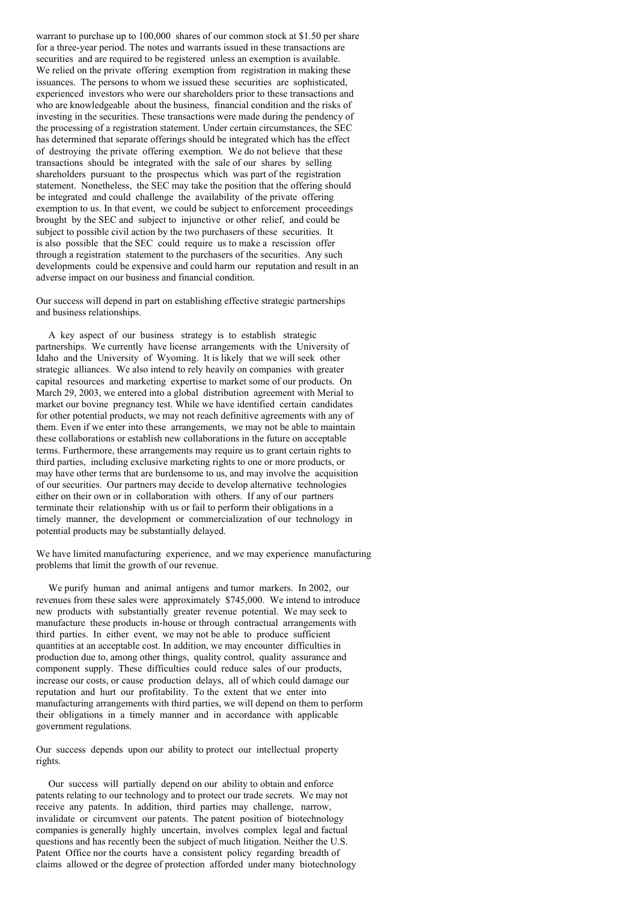warrant to purchase up to 100,000 shares of our common stock at $1.50 per share for a three-year period. The notes and warrants issued in these transactions are securities and are required to be registered unless an exemption is available. We relied on the private offering exemption from registration in making these issuances. The persons to whom we issued these securities are sophisticated, experienced investors who were our shareholders prior to these transactions and who are knowledgeable about the business, financial condition and the risks of investing in the securities. These transactions were made during the pendency of the processing of a registration statement. Under certain circumstances, the SEC has determined that separate offerings should be integrated which has the effect of destroying the private offering exemption. We do not believe that these transactions should be integrated with the sale of our shares by selling shareholders pursuant to the prospectus which was part of the registration statement. Nonetheless, the SEC may take the position that the offering should be integrated and could challenge the availability of the private offering exemption to us. In that event, we could be subject to enforcement proceedings brought by the SEC and subject to injunctive or other relief, and could be subject to possible civil action by the two purchasers of these securities. It is also possible that the SEC could require us to make a rescission offer through a registration statement to the purchasers of the securities. Any such developments could be expensive and could harm our reputation and result in an adverse impact on our business and financial condition.

Our success will depend in part on establishing effective strategic partnerships and business relationships.

A key aspect of our business strategy is to establish strategic partnerships. We currently have license arrangements with the University of Idaho and the University of Wyoming. It is likely that we will seek other strategic alliances. We also intend to rely heavily on companies with greater capital resources and marketing expertise to market some of our products. On March 29, 2003, we entered into a global distribution agreement with Merial to market our bovine pregnancy test. While we have identified certain candidates for other potential products, we may not reach definitive agreements with any of them. Even if we enter into these arrangements, we may not be able to maintain these collaborations or establish new collaborations in the future on acceptable terms. Furthermore, these arrangements may require us to grant certain rights to third parties, including exclusive marketing rights to one or more products, or may have other terms that are burdensome to us, and may involve the acquisition of our securities. Our partners may decide to develop alternative technologies either on their own or in collaboration with others. If any of our partners terminate their relationship with us or fail to perform their obligations in a timely manner, the development or commercialization of our technology in potential products may be substantially delayed.

We have limited manufacturing experience, and we may experience manufacturing problems that limit the growth of our revenue.

We purify human and animal antigens and tumor markers. In 2002, our revenues from these sales were approximately $745,000. We intend to introduce new products with substantially greater revenue potential. We may seek to manufacture these products in-house or through contractual arrangements with third parties. In either event, we may not be able to produce sufficient quantities at an acceptable cost. In addition, we may encounter difficulties in production due to, among other things, quality control, quality assurance and component supply. These difficulties could reduce sales of our products, increase our costs, or cause production delays, all of which could damage our reputation and hurt our profitability. To the extent that we enter into manufacturing arrangements with third parties, we will depend on them to perform their obligations in a timely manner and in accordance with applicable government regulations.

Our success depends upon our ability to protect our intellectual property rights.

Our success will partially depend on our ability to obtain and enforce patents relating to our technology and to protect our trade secrets. We may not receive any patents. In addition, third parties may challenge, narrow, invalidate or circumvent our patents. The patent position of biotechnology companies is generally highly uncertain, involves complex legal and factual questions and has recently been the subject of much litigation. Neither the U.S. Patent Office nor the courts have a consistent policy regarding breadth of claims allowed or the degree of protection afforded under many biotechnology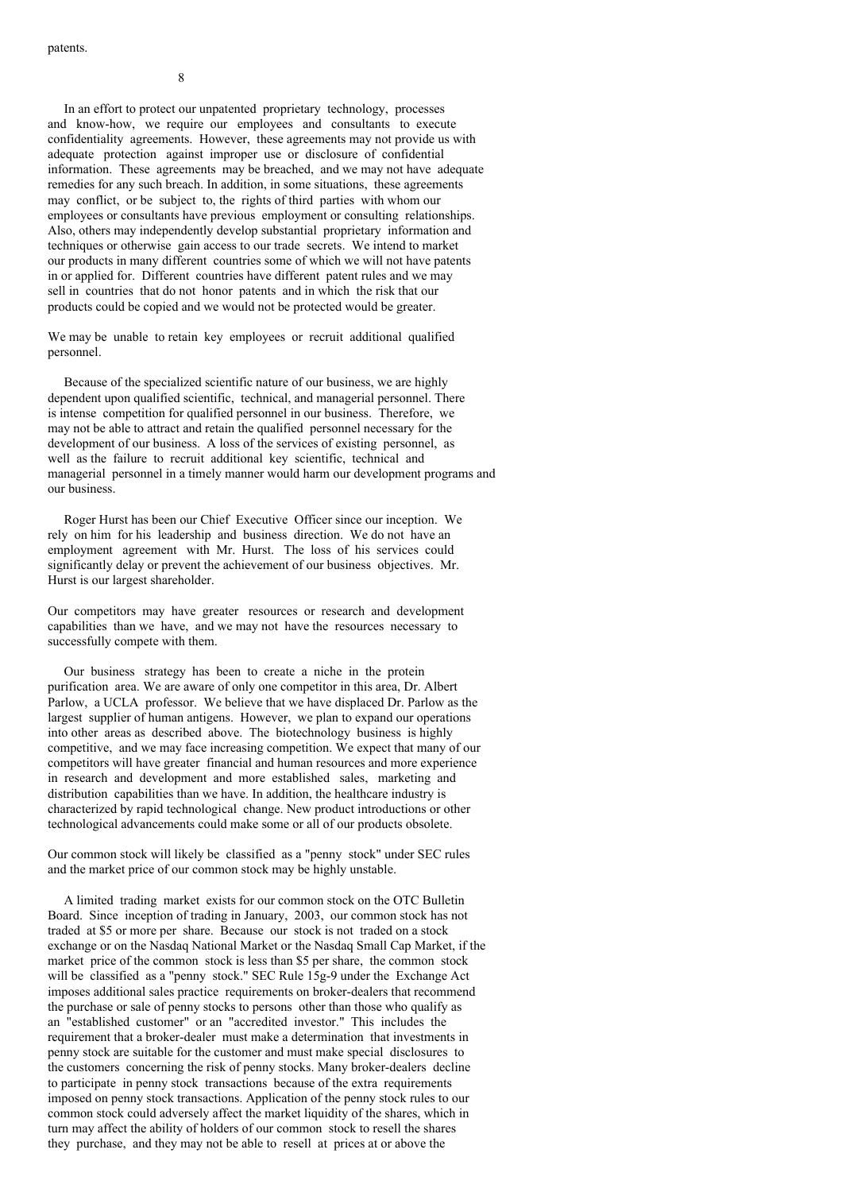patents.

In an effort to protect our unpatented proprietary technology, processes and know-how, we require our employees and consultants to execute confidentiality agreements. However, these agreements may not provide us with adequate protection against improper use or disclosure of confidential information. These agreements may be breached, and we may not have adequate remedies for any such breach. In addition, in some situations, these agreements may conflict, or be subject to, the rights of third parties with whom our employees or consultants have previous employment or consulting relationships. Also, others may independently develop substantial proprietary information and techniques or otherwise gain access to our trade secrets. We intend to market our products in many different countries some of which we will not have patents in or applied for. Different countries have different patent rules and we may sell in countries that do not honor patents and in which the risk that our products could be copied and we would not be protected would be greater.

We may be unable to retain key employees or recruit additional qualified personnel.

Because of the specialized scientific nature of our business, we are highly dependent upon qualified scientific, technical, and managerial personnel. There is intense competition for qualified personnel in our business. Therefore, we may not be able to attract and retain the qualified personnel necessary for the development of our business. A loss of the services of existing personnel, as well as the failure to recruit additional key scientific, technical and managerial personnel in a timely manner would harm our development programs and our business.

Roger Hurst has been our Chief Executive Officer since our inception. We rely on him for his leadership and business direction. We do not have an employment agreement with Mr. Hurst. The loss of his services could significantly delay or prevent the achievement of our business objectives. Mr. Hurst is our largest shareholder.

Our competitors may have greater resources or research and development capabilities than we have, and we may not have the resources necessary to successfully compete with them.

Our business strategy has been to create a niche in the protein purification area. We are aware of only one competitor in this area, Dr. Albert Parlow, a UCLA professor. We believe that we have displaced Dr. Parlow as the largest supplier of human antigens. However, we plan to expand our operations into other areas as described above. The biotechnology business is highly competitive, and we may face increasing competition. We expect that many of our competitors will have greater financial and human resources and more experience in research and development and more established sales, marketing and distribution capabilities than we have. In addition, the healthcare industry is characterized by rapid technological change. New product introductions or other technological advancements could make some or all of our products obsolete.

Our common stock will likely be classified as a "penny stock" under SEC rules and the market price of our common stock may be highly unstable.

A limited trading market exists for our common stock on the OTC Bulletin Board. Since inception of trading in January, 2003, our common stock has not traded at $5 or more per share. Because our stock is not traded on a stock exchange or on the Nasdaq National Market or the Nasdaq Small Cap Market, if the market price of the common stock is less than $5 per share, the common stock will be classified as a "penny stock." SEC Rule 15g-9 under the Exchange Act imposes additional sales practice requirements on broker-dealers that recommend the purchase or sale of penny stocks to persons other than those who qualify as an "established customer" or an "accredited investor." This includes the requirement that a broker-dealer must make a determination that investments in penny stock are suitable for the customer and must make special disclosures to the customers concerning the risk of penny stocks. Many broker-dealers decline to participate in penny stock transactions because of the extra requirements imposed on penny stock transactions. Application of the penny stock rules to our common stock could adversely affect the market liquidity of the shares, which in turn may affect the ability of holders of our common stock to resell the shares they purchase, and they may not be able to resell at prices at or above the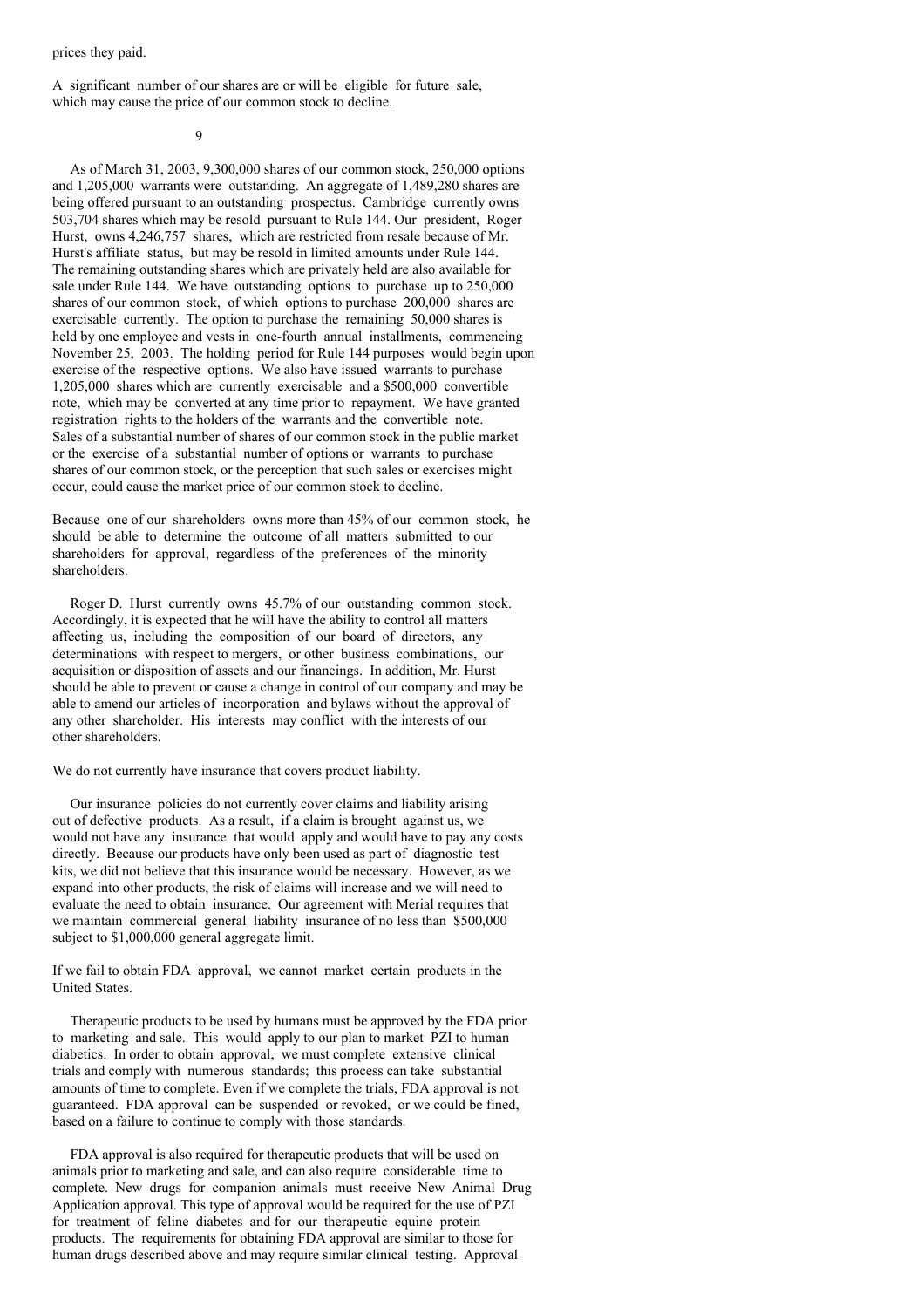prices they paid.

A significant number of our shares are or will be eligible for future sale, which may cause the price of our common stock to decline.

As of March 31, 2003, 9,300,000 shares of our common stock, 250,000 options and 1,205,000 warrants were outstanding. An aggregate of 1,489,280 shares are being offered pursuant to an outstanding prospectus. Cambridge currently owns 503,704 shares which may be resold pursuant to Rule 144. Our president, Roger Hurst, owns 4,246,757 shares, which are restricted from resale because of Mr. Hurst's affiliate status, but may be resold in limited amounts under Rule 144. The remaining outstanding shares which are privately held are also available for sale under Rule 144. We have outstanding options to purchase up to 250,000 shares of our common stock, of which options to purchase 200,000 shares are exercisable currently. The option to purchase the remaining 50,000 shares is held by one employee and vests in one-fourth annual installments, commencing November 25, 2003. The holding period for Rule 144 purposes would begin upon exercise of the respective options. We also have issued warrants to purchase 1,205,000 shares which are currently exercisable and a $500,000 convertible note, which may be converted at any time prior to repayment. We have granted registration rights to the holders of the warrants and the convertible note. Sales of a substantial number of shares of our common stock in the public market or the exercise of a substantial number of options or warrants to purchase shares of our common stock, or the perception that such sales or exercises might occur, could cause the market price of our common stock to decline.

Because one of our shareholders owns more than 45% of our common stock, he should be able to determine the outcome of all matters submitted to our shareholders for approval, regardless of the preferences of the minority shareholders.

Roger D. Hurst currently owns 45.7% of our outstanding common stock. Accordingly, it is expected that he will have the ability to control all matters affecting us, including the composition of our board of directors, any determinations with respect to mergers, or other business combinations, our acquisition or disposition of assets and our financings. In addition, Mr. Hurst should be able to prevent or cause a change in control of our company and may be able to amend our articles of incorporation and bylaws without the approval of any other shareholder. His interests may conflict with the interests of our other shareholders.

We do not currently have insurance that covers product liability.

Our insurance policies do not currently cover claims and liability arising out of defective products. As a result, if a claim is brought against us, we would not have any insurance that would apply and would have to pay any costs directly. Because our products have only been used as part of diagnostic test kits, we did not believe that this insurance would be necessary. However, as we expand into other products, the risk of claims will increase and we will need to evaluate the need to obtain insurance. Our agreement with Merial requires that we maintain commercial general liability insurance of no less than $500,000 subject to $1,000,000 general aggregate limit.

If we fail to obtain FDA approval, we cannot market certain products in the United States.

Therapeutic products to be used by humans must be approved by the FDA prior to marketing and sale. This would apply to our plan to market PZI to human diabetics. In order to obtain approval, we must complete extensive clinical trials and comply with numerous standards; this process can take substantial amounts of time to complete. Even if we complete the trials, FDA approval is not guaranteed. FDA approval can be suspended or revoked, or we could be fined, based on a failure to continue to comply with those standards.

FDA approval is also required for therapeutic products that will be used on animals prior to marketing and sale, and can also require considerable time to complete. New drugs for companion animals must receive New Animal Drug Application approval. This type of approval would be required for the use of PZI for treatment of feline diabetes and for our therapeutic equine protein products. The requirements for obtaining FDA approval are similar to those for human drugs described above and may require similar clinical testing. Approval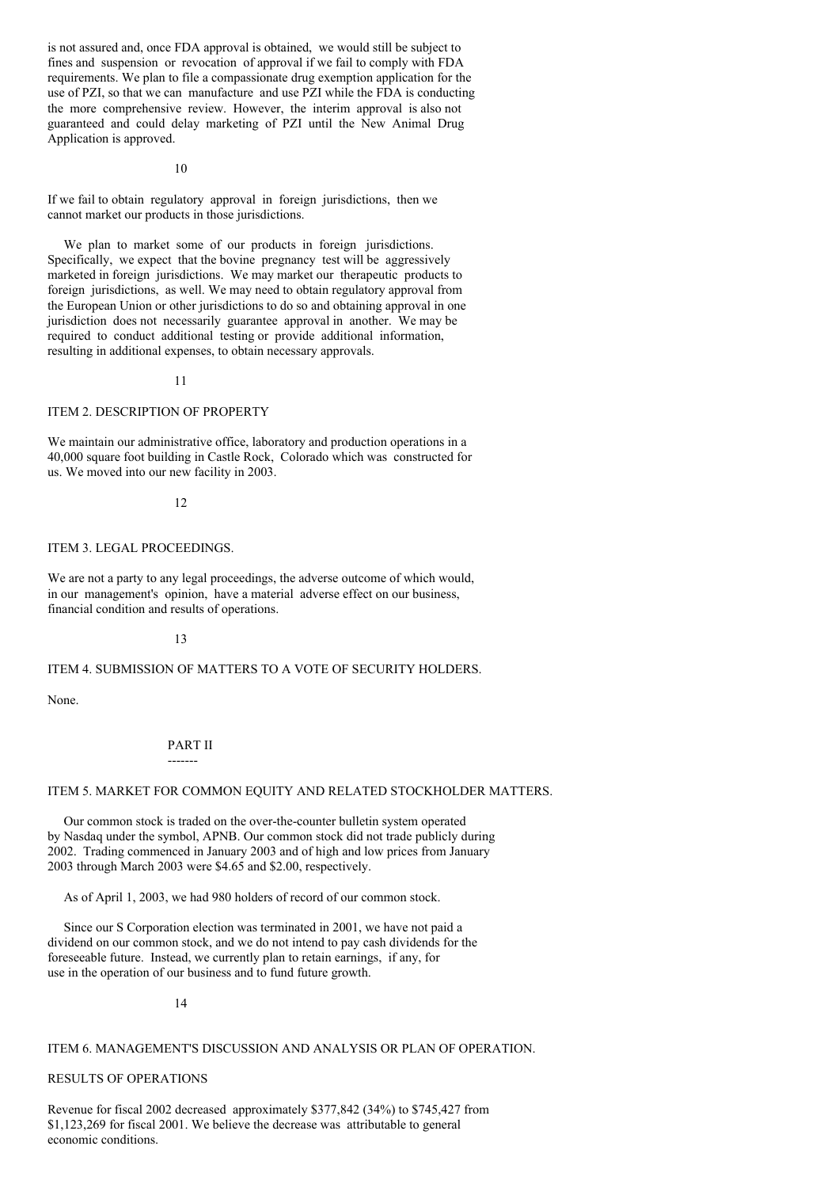is not assured and, once FDA approval is obtained, we would still be subject to fines and suspension or revocation of approval if we fail to comply with FDA requirements. We plan to file a compassionate drug exemption application for the use of PZI, so that we can manufacture and use PZI while the FDA is conducting the more comprehensive review. However, the interim approval is also not guaranteed and could delay marketing of PZI until the New Animal Drug Application is approved.

If we fail to obtain regulatory approval in foreign jurisdictions, then we cannot market our products in those jurisdictions.

We plan to market some of our products in foreign jurisdictions. Specifically, we expect that the bovine pregnancy test will be aggressively marketed in foreign jurisdictions. We may market our therapeutic products to foreign jurisdictions, as well. We may need to obtain regulatory approval from the European Union or other jurisdictions to do so and obtaining approval in one jurisdiction does not necessarily guarantee approval in another. We may be required to conduct additional testing or provide additional information, resulting in additional expenses, to obtain necessary approvals.

## ITEM 2. DESCRIPTION OF PROPERTY

We maintain our administrative office, laboratory and production operations in a 40,000 square foot building in Castle Rock, Colorado which was constructed for us. We moved into our new facility in 2003.

## ITEM 3. LEGAL PROCEEDINGS.

We are not a party to any legal proceedings, the adverse outcome of which would, in our management's opinion, have a material adverse effect on our business, financial condition and results of operations.

## ITEM 4. SUBMISSION OF MATTERS TO A VOTE OF SECURITY HOLDERS.

None.

# PART II

## ITEM 5. MARKET FOR COMMON EQUITY AND RELATED STOCKHOLDER MATTERS.

Our common stock is traded on the over-the-counter bulletin system operated by Nasdaq under the symbol, APNB. Our common stock did not trade publicly during 2002. Trading commenced in January 2003 and of high and low prices from January 2003 through March 2003 were $4.65 and $2.00, respectively.

As of April 1, 2003, we had 980 holders of record of our common stock.

Since our S Corporation election was terminated in 2001, we have not paid a dividend on our common stock, and we do not intend to pay cash dividends for the foreseeable future. Instead, we currently plan to retain earnings, if any, for use in the operation of our business and to fund future growth.

## ITEM 6. MANAGEMENT'S DISCUSSION AND ANALYSIS OR PLAN OF OPERATION.

### RESULTS OF OPERATIONS

Revenue for fiscal 2002 decreased approximately $377,842 (34%) to $745,427 from $1,123,269 for fiscal 2001. We believe the decrease was attributable to general economic conditions.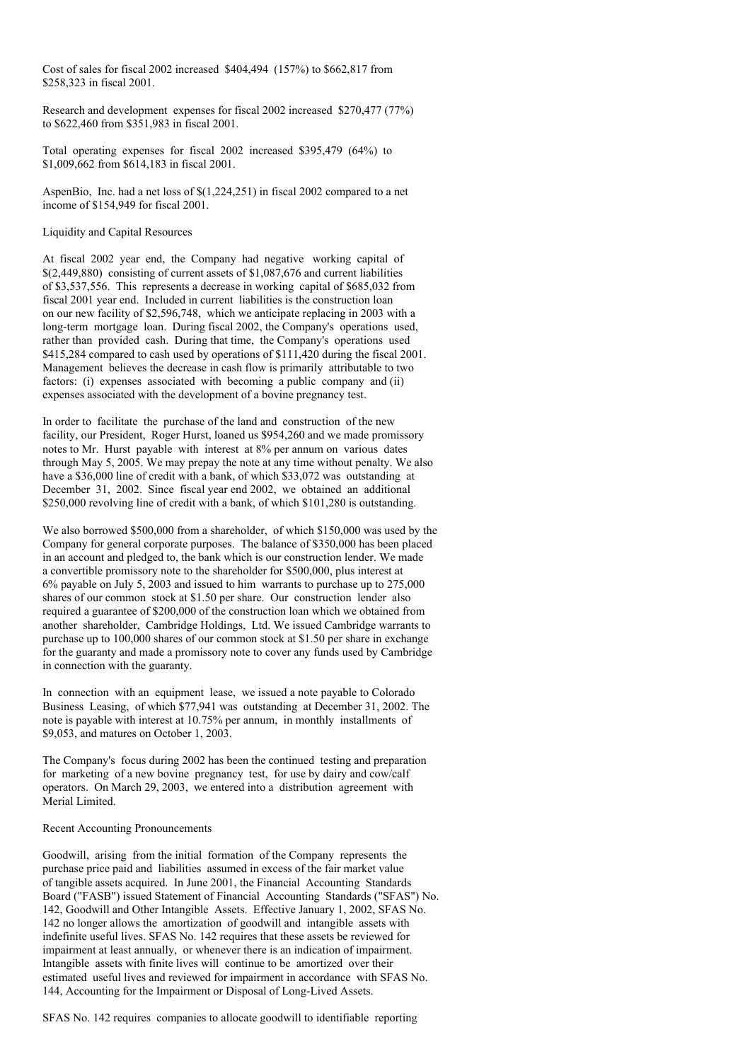Cost of sales for fiscal 2002 increased $404,494 (157%) to $662,817 from $258,323 in fiscal 2001.

Research and development expenses for fiscal 2002 increased $270,477 (77%) to $622,460 from $351,983 in fiscal 2001.

Total operating expenses for fiscal 2002 increased $395,479 (64%) to $1,009,662 from $614,183 in fiscal 2001.

AspenBio, Inc. had a net loss of $(1,224,251) in fiscal 2002 compared to a net income of $154,949 for fiscal 2001.

## Liquidity and Capital Resources

At fiscal 2002 year end, the Company had negative working capital of $(2,449,880) consisting of current assets of $1,087,676 and current liabilities of $3,537,556. This represents a decrease in working capital of $685,032 from fiscal 2001 year end. Included in current liabilities is the construction loan on our new facility of $2,596,748, which we anticipate replacing in 2003 with a long-term mortgage loan. During fiscal 2002, the Company's operations used, rather than provided cash. During that time, the Company's operations used $415,284 compared to cash used by operations of $111,420 during the fiscal 2001. Management believes the decrease in cash flow is primarily attributable to two factors: (i) expenses associated with becoming a public company and (ii) expenses associated with the development of a bovine pregnancy test.

In order to facilitate the purchase of the land and construction of the new facility, our President, Roger Hurst, loaned us $954,260 and we made promissory notes to Mr. Hurst payable with interest at 8% per annum on various dates through May 5, 2005. We may prepay the note at any time without penalty. We also have a $36,000 line of credit with a bank, of which $33,072 was outstanding at December 31, 2002. Since fiscal year end 2002, we obtained an additional $250,000 revolving line of credit with a bank, of which $101,280 is outstanding.

We also borrowed $500,000 from a shareholder, of which $150,000 was used by the Company for general corporate purposes. The balance of $350,000 has been placed in an account and pledged to, the bank which is our construction lender. We made a convertible promissory note to the shareholder for $500,000, plus interest at 6% payable on July 5, 2003 and issued to him warrants to purchase up to 275,000 shares of our common stock at $1.50 per share. Our construction lender also required a guarantee of $200,000 of the construction loan which we obtained from another shareholder, Cambridge Holdings, Ltd. We issued Cambridge warrants to purchase up to 100,000 shares of our common stock at $1.50 per share in exchange for the guaranty and made a promissory note to cover any funds used by Cambridge in connection with the guaranty.

In connection with an equipment lease, we issued a note payable to Colorado Business Leasing, of which $77,941 was outstanding at December 31, 2002. The note is payable with interest at 10.75% per annum, in monthly installments of $9,053, and matures on October 1, 2003.

The Company's focus during 2002 has been the continued testing and preparation for marketing of a new bovine pregnancy test, for use by dairy and cow/calf operators. On March 29, 2003, we entered into a distribution agreement with Merial Limited.

## Recent Accounting Pronouncements

Goodwill, arising from the initial formation of the Company represents the purchase price paid and liabilities assumed in excess of the fair market value of tangible assets acquired. In June 2001, the Financial Accounting Standards Board ("FASB") issued Statement of Financial Accounting Standards ("SFAS") No. 142, Goodwill and Other Intangible Assets. Effective January 1, 2002, SFAS No. 142 no longer allows the amortization of goodwill and intangible assets with indefinite useful lives. SFAS No. 142 requires that these assets be reviewed for impairment at least annually, or whenever there is an indication of impairment. Intangible assets with finite lives will continue to be amortized over their estimated useful lives and reviewed for impairment in accordance with SFAS No. 144, Accounting for the Impairment or Disposal of Long-Lived Assets.

SFAS No. 142 requires companies to allocate goodwill to identifiable reporting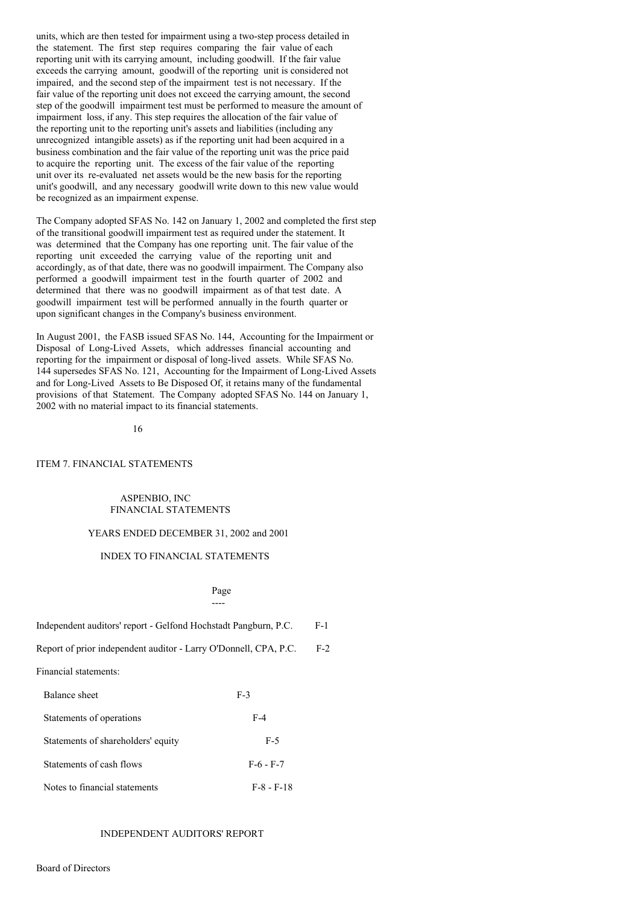units, which are then tested for impairment using a two-step process detailed in the statement. The first step requires comparing the fair value of each reporting unit with its carrying amount, including goodwill. If the fair value exceeds the carrying amount, goodwill of the reporting unit is considered not impaired, and the second step of the impairment test is not necessary. If the fair value of the reporting unit does not exceed the carrying amount, the second step of the goodwill impairment test must be performed to measure the amount of impairment loss, if any. This step requires the allocation of the fair value of the reporting unit to the reporting unit's assets and liabilities (including any unrecognized intangible assets) as if the reporting unit had been acquired in a business combination and the fair value of the reporting unit was the price paid to acquire the reporting unit. The excess of the fair value of the reporting unit over its re-evaluated net assets would be the new basis for the reporting unit's goodwill, and any necessary goodwill write down to this new value would be recognized as an impairment expense.

The Company adopted SFAS No. 142 on January 1, 2002 and completed the first step of the transitional goodwill impairment test as required under the statement. It was determined that the Company has one reporting unit. The fair value of the reporting unit exceeded the carrying value of the reporting unit and accordingly, as of that date, there was no goodwill impairment. The Company also performed a goodwill impairment test in the fourth quarter of 2002 and determined that there was no goodwill impairment as of that test date. A goodwill impairment test will be performed annually in the fourth quarter or upon significant changes in the Company's business environment.

In August 2001, the FASB issued SFAS No. 144, Accounting for the Impairment or Disposal of Long-Lived Assets, which addresses financial accounting and reporting for the impairment or disposal of long-lived assets. While SFAS No. 144 supersedes SFAS No. 121, Accounting for the Impairment of Long-Lived Assets and for Long-Lived Assets to Be Disposed Of, it retains many of the fundamental provisions of that Statement. The Company adopted SFAS No. 144 on January 1, 2002 with no material impact to its financial statements.

## ITEM 7. FINANCIAL STATEMENTS

### ASPENBIO, INC
### FINANCIAL STATEMENTS

YEARS ENDED DECEMBER 31, 2002 and 2001

INDEX TO FINANCIAL STATEMENTS

| | Page |
|---|---|
| Independent auditors' report - Gelfond Hochstadt Pangburn, P.C. | F-1 |
| Report of prior independent auditor - Larry O'Donnell, CPA, P.C. | F-2 |
| Financial statements: | |
| Balance sheet | F-3 |
| Statements of operations | F-4 |
| Statements of shareholders' equity | F-5 |
| Statements of cash flows | F-6 - F-7 |
| Notes to financial statements | F-8 - F-18 |

### INDEPENDENT AUDITORS' REPORT

Board of Directors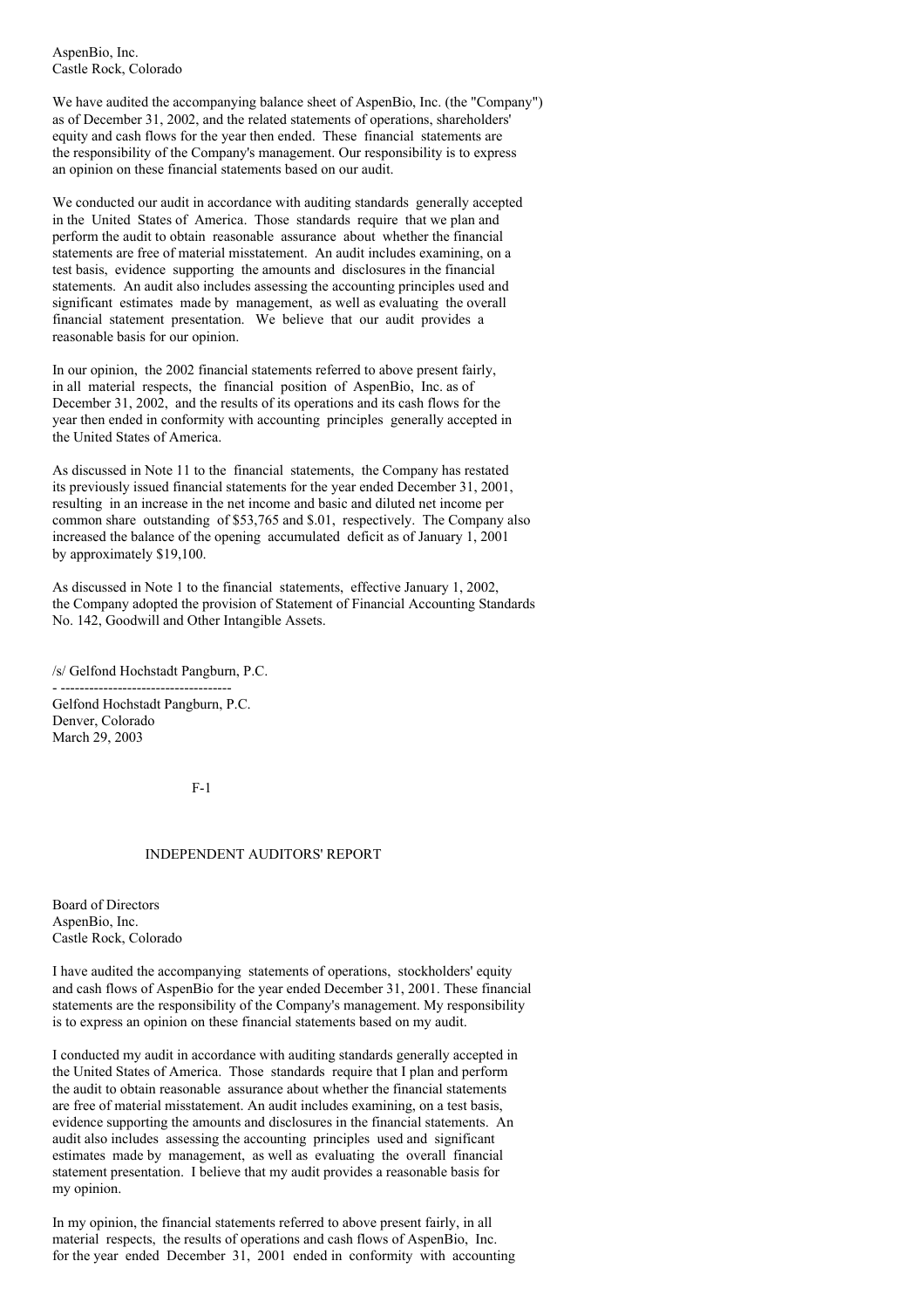AspenBio, Inc.
Castle Rock, Colorado

We have audited the accompanying balance sheet of AspenBio, Inc. (the "Company") as of December 31, 2002, and the related statements of operations, shareholders' equity and cash flows for the year then ended. These financial statements are the responsibility of the Company's management. Our responsibility is to express an opinion on these financial statements based on our audit.

We conducted our audit in accordance with auditing standards generally accepted in the United States of America. Those standards require that we plan and perform the audit to obtain reasonable assurance about whether the financial statements are free of material misstatement. An audit includes examining, on a test basis, evidence supporting the amounts and disclosures in the financial statements. An audit also includes assessing the accounting principles used and significant estimates made by management, as well as evaluating the overall financial statement presentation. We believe that our audit provides a reasonable basis for our opinion.

In our opinion, the 2002 financial statements referred to above present fairly, in all material respects, the financial position of AspenBio, Inc. as of December 31, 2002, and the results of its operations and its cash flows for the year then ended in conformity with accounting principles generally accepted in the United States of America.

As discussed in Note 11 to the financial statements, the Company has restated its previously issued financial statements for the year ended December 31, 2001, resulting in an increase in the net income and basic and diluted net income per common share outstanding of $53,765 and $.01, respectively. The Company also increased the balance of the opening accumulated deficit as of January 1, 2001 by approximately $19,100.

As discussed in Note 1 to the financial statements, effective January 1, 2002, the Company adopted the provision of Statement of Financial Accounting Standards No. 142, Goodwill and Other Intangible Assets.

/s/ Gelfond Hochstadt Pangburn, P.C.

Gelfond Hochstadt Pangburn, P.C.
Denver, Colorado
March 29, 2003

## INDEPENDENT AUDITORS' REPORT

Board of Directors
AspenBio, Inc.
Castle Rock, Colorado

I have audited the accompanying statements of operations, stockholders' equity and cash flows of AspenBio for the year ended December 31, 2001. These financial statements are the responsibility of the Company's management. My responsibility is to express an opinion on these financial statements based on my audit.

I conducted my audit in accordance with auditing standards generally accepted in the United States of America. Those standards require that I plan and perform the audit to obtain reasonable assurance about whether the financial statements are free of material misstatement. An audit includes examining, on a test basis, evidence supporting the amounts and disclosures in the financial statements. An audit also includes assessing the accounting principles used and significant estimates made by management, as well as evaluating the overall financial statement presentation. I believe that my audit provides a reasonable basis for my opinion.

In my opinion, the financial statements referred to above present fairly, in all material respects, the results of operations and cash flows of AspenBio, Inc. for the year ended December 31, 2001 ended in conformity with accounting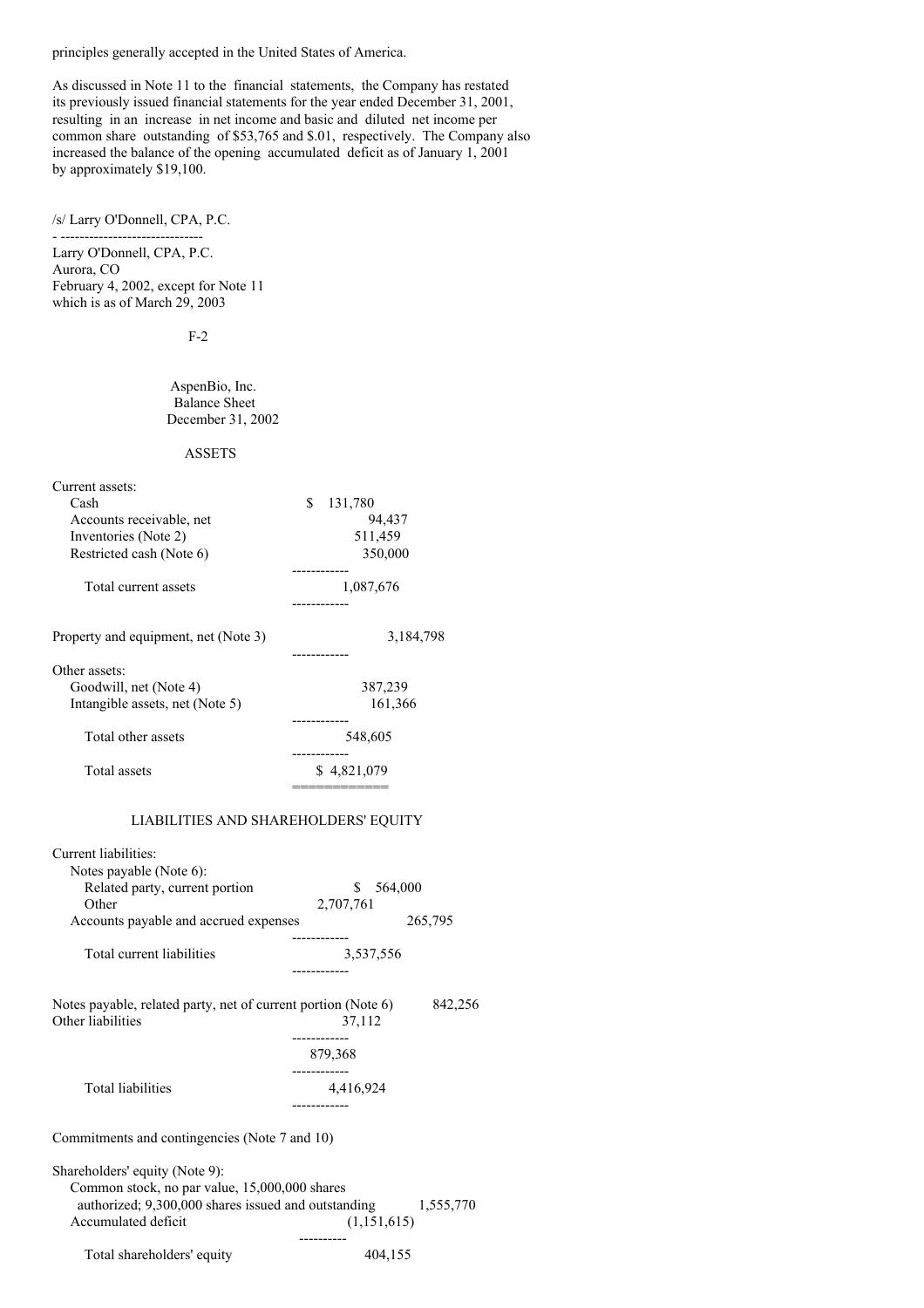principles generally accepted in the United States of America.

As discussed in Note 11 to the financial statements, the Company has restated its previously issued financial statements for the year ended December 31, 2001, resulting in an increase in net income and basic and diluted net income per common share outstanding of $53,765 and $.01, respectively. The Company also increased the balance of the opening accumulated deficit as of January 1, 2001 by approximately $19,100.

/s/ Larry O'Donnell, CPA, P.C.

Larry O'Donnell, CPA, P.C.
Aurora, CO
February 4, 2002, except for Note 11
which is as of March 29, 2003

AspenBio, Inc.
Balance Sheet
December 31, 2002

ASSETS

| | |
|---|---|
| Current assets: | |
| Cash | $ 131,780 |
| Accounts receivable, net | 94,437 |
| Inventories (Note 2) | 511,459 |
| Restricted cash (Note 6) | 350,000 |
| Total current assets | 1,087,676 |
| Property and equipment, net (Note 3) | 3,184,798 |
| Other assets: | |
| Goodwill, net (Note 4) | 387,239 |
| Intangible assets, net (Note 5) | 161,366 |
| Total other assets | 548,605 |
| Total assets | $ 4,821,079 |

LIABILITIES AND SHAREHOLDERS' EQUITY

| | |
|---|---|
| Current liabilities: | |
| Notes payable (Note 6): | |
| Related party, current portion | $ 564,000 |
| Other | 2,707,761 |
| Accounts payable and accrued expenses | 265,795 |
| Total current liabilities | 3,537,556 |
| Notes payable, related party, net of current portion (Note 6) | 842,256 |
| Other liabilities | 37,112 |
| | 879,368 |
| Total liabilities | 4,416,924 |
| Commitments and contingencies (Note 7 and 10) | |
| Shareholders' equity (Note 9): | |
| Common stock, no par value, 15,000,000 shares authorized; 9,300,000 shares issued and outstanding | 1,555,770 |
| Accumulated deficit | (1,151,615) |
| Total shareholders' equity | 404,155 |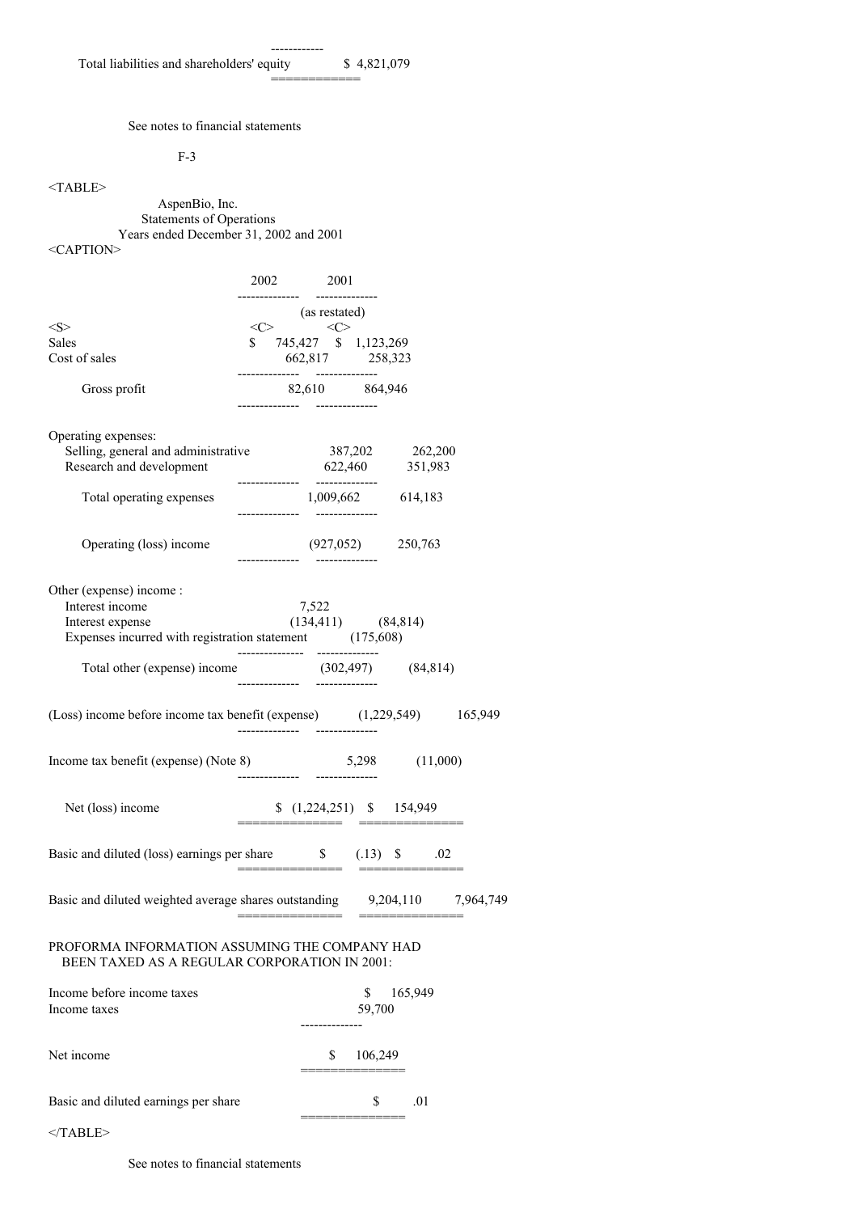| | |
|---|---|
| Total liabilities and shareholders' equity | $ 4,821,079 |

See notes to financial statements

AspenBio, Inc.
Statements of Operations
Years ended December 31, 2002 and 2001

| | 2002 | 2001 |
|---|---|---|
| | | (as restated) |
| Sales | $ 745,427 | $ 1,123,269 |
| Cost of sales | 662,817 | 258,323 |
| Gross profit | 82,610 | 864,946 |
| Operating expenses: | | |
| Selling, general and administrative | 387,202 | 262,200 |
| Research and development | 622,460 | 351,983 |
| Total operating expenses | 1,009,662 | 614,183 |
| Operating (loss) income | (927,052) | 250,763 |
| Other (expense) income : | | |
| Interest income | 7,522 | |
| Interest expense | (134,411) | (84,814) |
| Expenses incurred with registration statement | (175,608) | |
| Total other (expense) income | (302,497) | (84,814) |
| (Loss) income before income tax benefit (expense) | (1,229,549) | 165,949 |
| Income tax benefit (expense) (Note 8) | 5,298 | (11,000) |
| Net (loss) income | $ (1,224,251) | $ 154,949 |
| Basic and diluted (loss) earnings per share | $ (.13) | $ .02 |
| Basic and diluted weighted average shares outstanding | 9,204,110 | 7,964,749 |
| PROFORMA INFORMATION ASSUMING THE COMPANY HAD BEEN TAXED AS A REGULAR CORPORATION IN 2001: | | |
| Income before income taxes | | $ 165,949 |
| Income taxes | | 59,700 |
| Net income | | $ 106,249 |
| Basic and diluted earnings per share | | $ .01 |

See notes to financial statements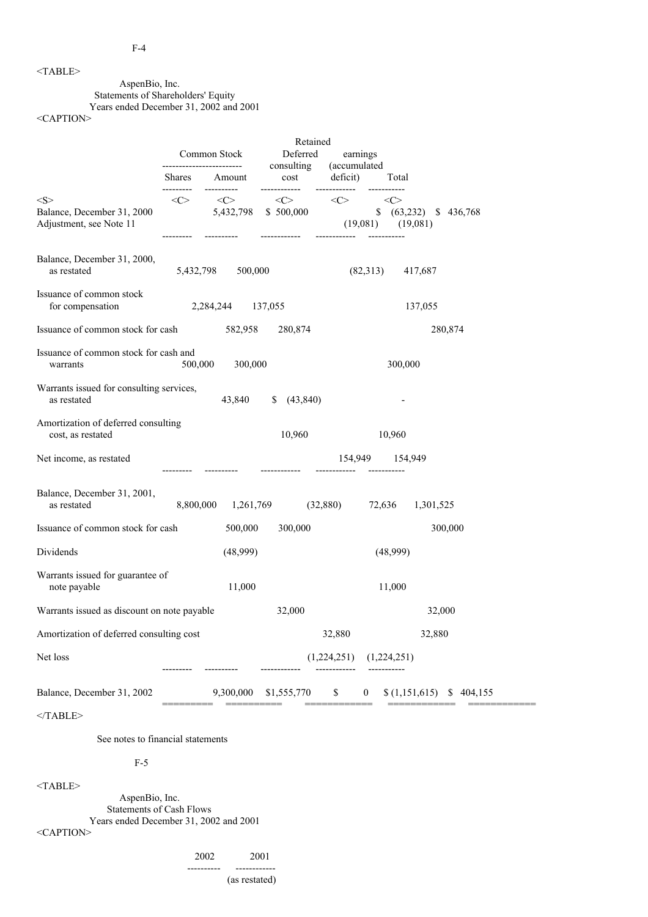AspenBio, Inc.
Statements of Shareholders' Equity
Years ended December 31, 2002 and 2001

| | Common Stock | | Deferred consulting cost | Retained earnings (accumulated deficit) | Total |
|---|---|---|---|---|---|
| | Shares | Amount | | | |
| Balance, December 31, 2000 | 5,432,798 | $ 500,000 | | $ (63,232) | $ 436,768 |
| Adjustment, see Note 11 | | | | (19,081) | (19,081) |
| Balance, December 31, 2000, as restated | 5,432,798 | 500,000 | | (82,313) | 417,687 |
| Issuance of common stock for compensation | 2,284,244 | 137,055 | | | 137,055 |
| Issuance of common stock for cash | 582,958 | 280,874 | | | 280,874 |
| Issuance of common stock for cash and warrants | 500,000 | 300,000 | | | 300,000 |
| Warrants issued for consulting services, as restated | | 43,840 | $ (43,840) | | - |
| Amortization of deferred consulting cost, as restated | | | 10,960 | | 10,960 |
| Net income, as restated | | | | 154,949 | 154,949 |
| Balance, December 31, 2001, as restated | 8,800,000 | 1,261,769 | (32,880) | 72,636 | 1,301,525 |
| Issuance of common stock for cash | 500,000 | 300,000 | | | 300,000 |
| Dividends | | | | (48,999) | (48,999) |
| Warrants issued for guarantee of note payable | | 11,000 | | | 11,000 |
| Warrants issued as discount on note payable | | 32,000 | | | 32,000 |
| Amortization of deferred consulting cost | | | 32,880 | | 32,880 |
| Net loss | | | | (1,224,251) | (1,224,251) |
| Balance, December 31, 2002 | 9,300,000 | $1,555,770 | $ 0 | $ (1,151,615) | $ 404,155 |

See notes to financial statements

AspenBio, Inc.
Statements of Cash Flows
Years ended December 31, 2002 and 2001

| | 2002 | 2001 |
|---|---|---|
| | | (as restated) |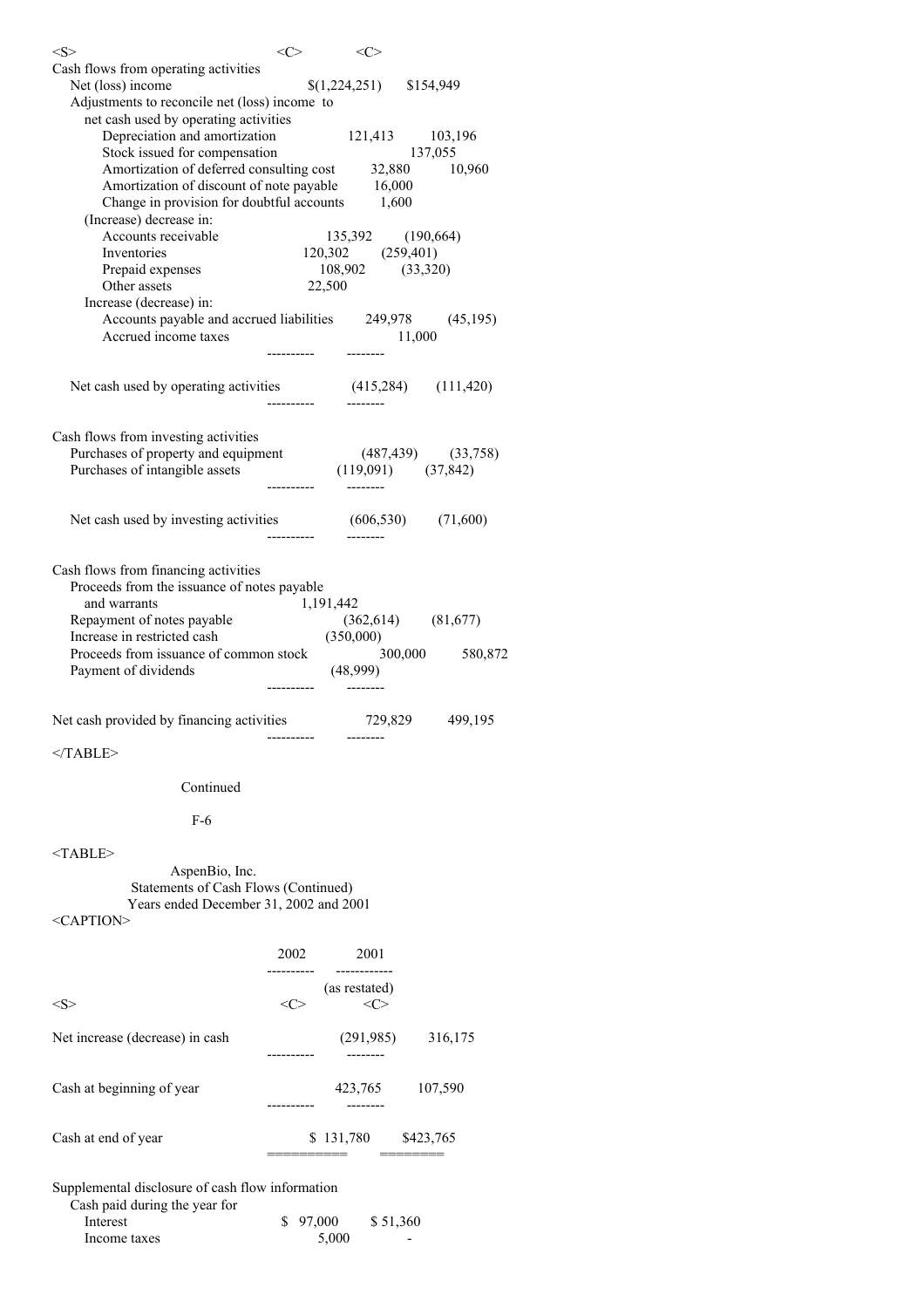| | 2002 | 2001 |
|---|---|---|
| Cash flows from operating activities | | |
| Net (loss) income | $(1,224,251) | $154,949 |
| Adjustments to reconcile net (loss) income to net cash used by operating activities | | |
| Depreciation and amortization | 121,413 | 103,196 |
| Stock issued for compensation | | 137,055 |
| Amortization of deferred consulting cost | 32,880 | 10,960 |
| Amortization of discount of note payable | 16,000 | |
| Change in provision for doubtful accounts | 1,600 | |
| (Increase) decrease in: | | |
| Accounts receivable | 135,392 | (190,664) |
| Inventories | 120,302 | (259,401) |
| Prepaid expenses | 108,902 | (33,320) |
| Other assets | 22,500 | |
| Increase (decrease) in: | | |
| Accounts payable and accrued liabilities | 249,978 | (45,195) |
| Accrued income taxes | | 11,000 |
| Net cash used by operating activities | (415,284) | (111,420) |
| Cash flows from investing activities | | |
| Purchases of property and equipment | (487,439) | (33,758) |
| Purchases of intangible assets | (119,091) | (37,842) |
| Net cash used by investing activities | (606,530) | (71,600) |
| Cash flows from financing activities | | |
| Proceeds from the issuance of notes payable and warrants | 1,191,442 | |
| Repayment of notes payable | (362,614) | (81,677) |
| Increase in restricted cash | (350,000) | |
| Proceeds from issuance of common stock | 300,000 | 580,872 |
| Payment of dividends | (48,999) | |
| Net cash provided by financing activities | 729,829 | 499,195 |

Continued

AspenBio, Inc.
Statements of Cash Flows (Continued)
Years ended December 31, 2002 and 2001

| | 2002 | 2001 (as restated) |
|---|---|---|
| Net increase (decrease) in cash | (291,985) | 316,175 |
| Cash at beginning of year | 423,765 | 107,590 |
| Cash at end of year | $ 131,780 | $423,765 |
| Supplemental disclosure of cash flow information | | |
| Cash paid during the year for | | |
| Interest | $ 97,000 | $ 51,360 |
| Income taxes | 5,000 | - |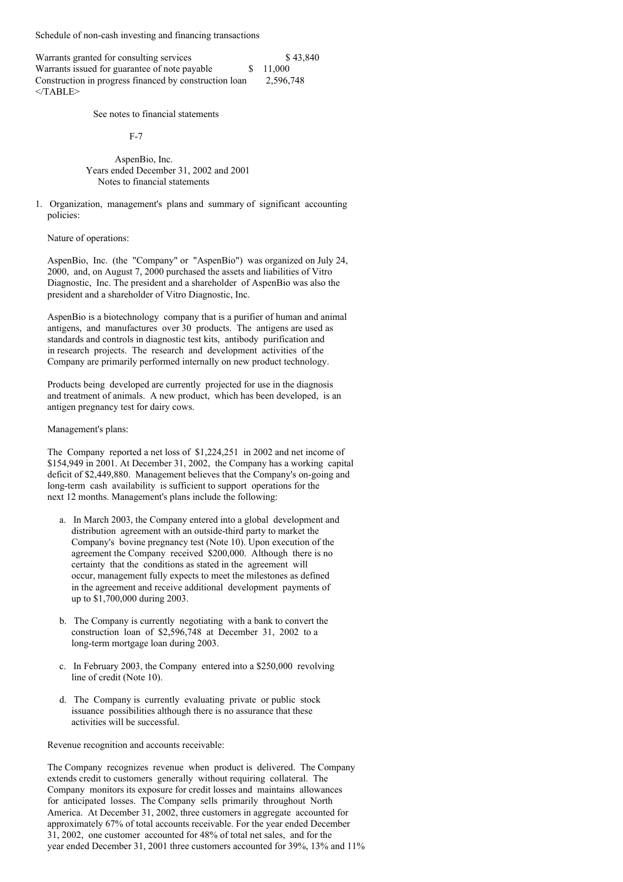Schedule of non-cash investing and financing transactions

| | | |
|---|---|---|
| Warrants granted for consulting services | | $ 43,840 |
| Warrants issued for guarantee of note payable | $ 11,000 | |
| Construction in progress financed by construction loan | 2,596,748 | |

</TABLE>

See notes to financial statements

AspenBio, Inc.
Years ended December 31, 2002 and 2001
Notes to financial statements

1. Organization, management's plans and summary of significant accounting policies:

Nature of operations:

AspenBio, Inc. (the "Company" or "AspenBio") was organized on July 24, 2000, and, on August 7, 2000 purchased the assets and liabilities of Vitro Diagnostic, Inc. The president and a shareholder of AspenBio was also the president and a shareholder of Vitro Diagnostic, Inc.

AspenBio is a biotechnology company that is a purifier of human and animal antigens, and manufactures over 30 products. The antigens are used as standards and controls in diagnostic test kits, antibody purification and in research projects. The research and development activities of the Company are primarily performed internally on new product technology.

Products being developed are currently projected for use in the diagnosis and treatment of animals. A new product, which has been developed, is an antigen pregnancy test for dairy cows.

Management's plans:

The Company reported a net loss of $1,224,251 in 2002 and net income of $154,949 in 2001. At December 31, 2002, the Company has a working capital deficit of $2,449,880. Management believes that the Company's on-going and long-term cash availability is sufficient to support operations for the next 12 months. Management's plans include the following:

a. In March 2003, the Company entered into a global development and distribution agreement with an outside-third party to market the Company's bovine pregnancy test (Note 10). Upon execution of the agreement the Company received $200,000. Although there is no certainty that the conditions as stated in the agreement will occur, management fully expects to meet the milestones as defined in the agreement and receive additional development payments of up to $1,700,000 during 2003.

b. The Company is currently negotiating with a bank to convert the construction loan of $2,596,748 at December 31, 2002 to a long-term mortgage loan during 2003.

c. In February 2003, the Company entered into a $250,000 revolving line of credit (Note 10).

d. The Company is currently evaluating private or public stock issuance possibilities although there is no assurance that these activities will be successful.

Revenue recognition and accounts receivable:

The Company recognizes revenue when product is delivered. The Company extends credit to customers generally without requiring collateral. The Company monitors its exposure for credit losses and maintains allowances for anticipated losses. The Company sells primarily throughout North America. At December 31, 2002, three customers in aggregate accounted for approximately 67% of total accounts receivable. For the year ended December 31, 2002, one customer accounted for 48% of total net sales, and for the year ended December 31, 2001 three customers accounted for 39%, 13% and 11%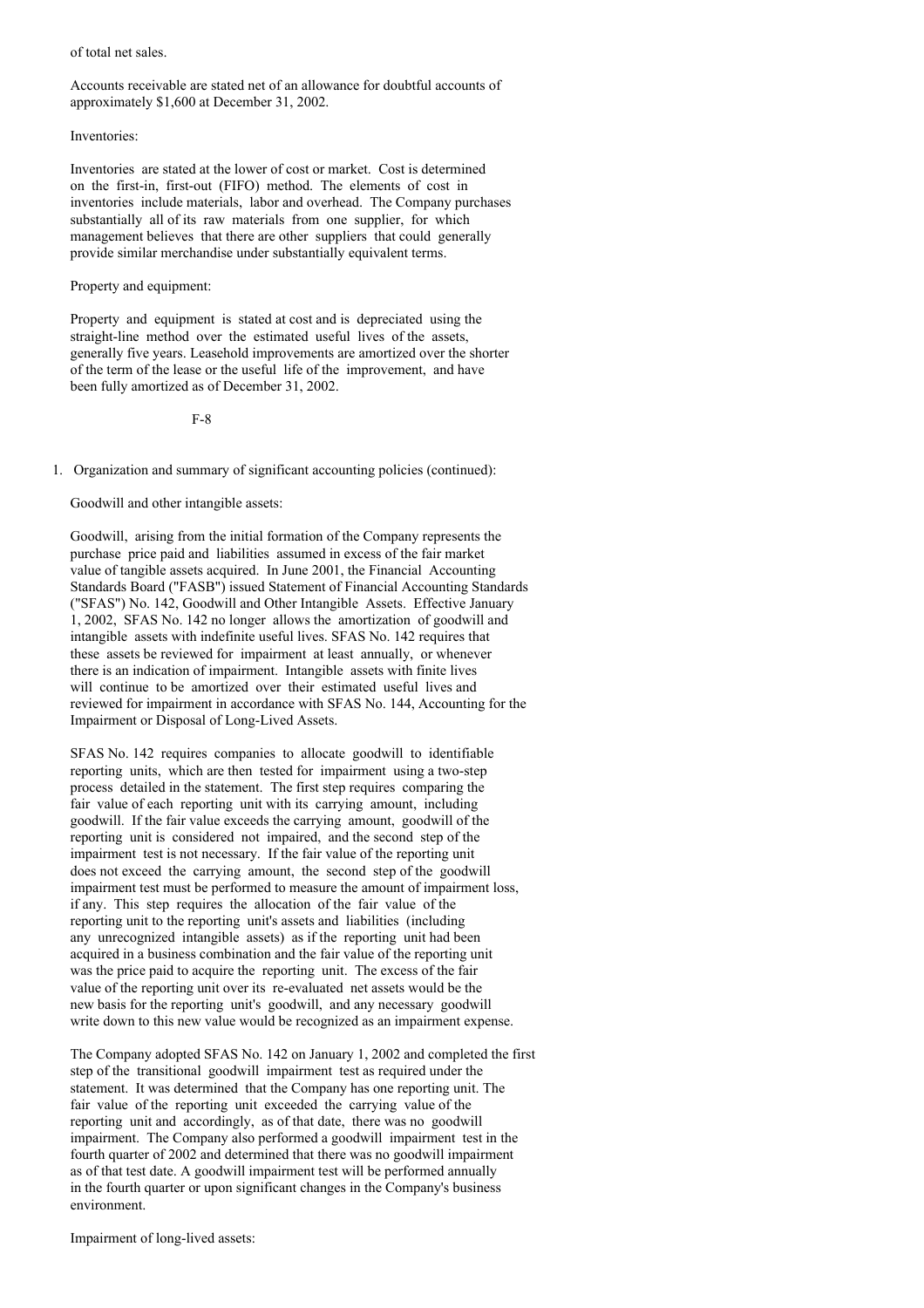of total net sales.

Accounts receivable are stated net of an allowance for doubtful accounts of approximately $1,600 at December 31, 2002.

Inventories:

Inventories are stated at the lower of cost or market. Cost is determined on the first-in, first-out (FIFO) method. The elements of cost in inventories include materials, labor and overhead. The Company purchases substantially all of its raw materials from one supplier, for which management believes that there are other suppliers that could generally provide similar merchandise under substantially equivalent terms.

Property and equipment:

Property and equipment is stated at cost and is depreciated using the straight-line method over the estimated useful lives of the assets, generally five years. Leasehold improvements are amortized over the shorter of the term of the lease or the useful life of the improvement, and have been fully amortized as of December 31, 2002.

1. Organization and summary of significant accounting policies (continued):

Goodwill and other intangible assets:

Goodwill, arising from the initial formation of the Company represents the purchase price paid and liabilities assumed in excess of the fair market value of tangible assets acquired. In June 2001, the Financial Accounting Standards Board ("FASB") issued Statement of Financial Accounting Standards ("SFAS") No. 142, Goodwill and Other Intangible Assets. Effective January 1, 2002, SFAS No. 142 no longer allows the amortization of goodwill and intangible assets with indefinite useful lives. SFAS No. 142 requires that these assets be reviewed for impairment at least annually, or whenever there is an indication of impairment. Intangible assets with finite lives will continue to be amortized over their estimated useful lives and reviewed for impairment in accordance with SFAS No. 144, Accounting for the Impairment or Disposal of Long-Lived Assets.

SFAS No. 142 requires companies to allocate goodwill to identifiable reporting units, which are then tested for impairment using a two-step process detailed in the statement. The first step requires comparing the fair value of each reporting unit with its carrying amount, including goodwill. If the fair value exceeds the carrying amount, goodwill of the reporting unit is considered not impaired, and the second step of the impairment test is not necessary. If the fair value of the reporting unit does not exceed the carrying amount, the second step of the goodwill impairment test must be performed to measure the amount of impairment loss, if any. This step requires the allocation of the fair value of the reporting unit to the reporting unit's assets and liabilities (including any unrecognized intangible assets) as if the reporting unit had been acquired in a business combination and the fair value of the reporting unit was the price paid to acquire the reporting unit. The excess of the fair value of the reporting unit over its re-evaluated net assets would be the new basis for the reporting unit's goodwill, and any necessary goodwill write down to this new value would be recognized as an impairment expense.

The Company adopted SFAS No. 142 on January 1, 2002 and completed the first step of the transitional goodwill impairment test as required under the statement. It was determined that the Company has one reporting unit. The fair value of the reporting unit exceeded the carrying value of the reporting unit and accordingly, as of that date, there was no goodwill impairment. The Company also performed a goodwill impairment test in the fourth quarter of 2002 and determined that there was no goodwill impairment as of that test date. A goodwill impairment test will be performed annually in the fourth quarter or upon significant changes in the Company's business environment.

Impairment of long-lived assets: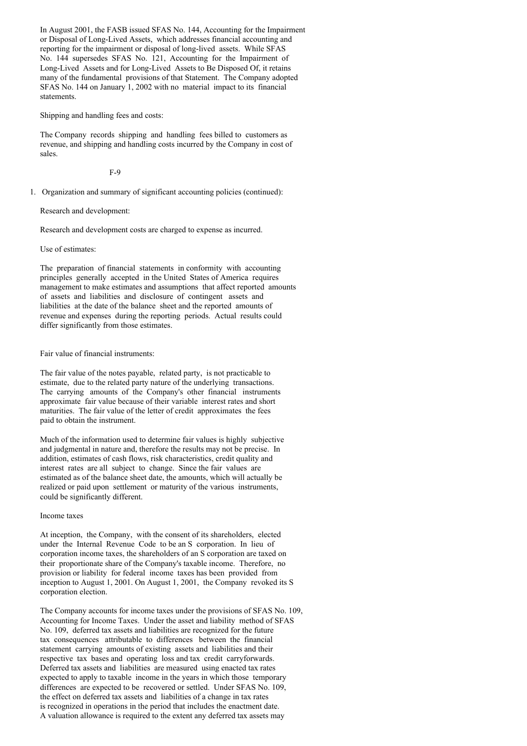In August 2001, the FASB issued SFAS No. 144, Accounting for the Impairment or Disposal of Long-Lived Assets, which addresses financial accounting and reporting for the impairment or disposal of long-lived assets. While SFAS No. 144 supersedes SFAS No. 121, Accounting for the Impairment of Long-Lived Assets and for Long-Lived Assets to Be Disposed Of, it retains many of the fundamental provisions of that Statement. The Company adopted SFAS No. 144 on January 1, 2002 with no material impact to its financial statements.

Shipping and handling fees and costs:

The Company records shipping and handling fees billed to customers as revenue, and shipping and handling costs incurred by the Company in cost of sales.

1. Organization and summary of significant accounting policies (continued):

Research and development:

Research and development costs are charged to expense as incurred.

Use of estimates:

The preparation of financial statements in conformity with accounting principles generally accepted in the United States of America requires management to make estimates and assumptions that affect reported amounts of assets and liabilities and disclosure of contingent assets and liabilities at the date of the balance sheet and the reported amounts of revenue and expenses during the reporting periods. Actual results could differ significantly from those estimates.

Fair value of financial instruments:

The fair value of the notes payable, related party, is not practicable to estimate, due to the related party nature of the underlying transactions. The carrying amounts of the Company's other financial instruments approximate fair value because of their variable interest rates and short maturities. The fair value of the letter of credit approximates the fees paid to obtain the instrument.

Much of the information used to determine fair values is highly subjective and judgmental in nature and, therefore the results may not be precise. In addition, estimates of cash flows, risk characteristics, credit quality and interest rates are all subject to change. Since the fair values are estimated as of the balance sheet date, the amounts, which will actually be realized or paid upon settlement or maturity of the various instruments, could be significantly different.

Income taxes

At inception, the Company, with the consent of its shareholders, elected under the Internal Revenue Code to be an S corporation. In lieu of corporation income taxes, the shareholders of an S corporation are taxed on their proportionate share of the Company's taxable income. Therefore, no provision or liability for federal income taxes has been provided from inception to August 1, 2001. On August 1, 2001, the Company revoked its S corporation election.

The Company accounts for income taxes under the provisions of SFAS No. 109, Accounting for Income Taxes. Under the asset and liability method of SFAS No. 109, deferred tax assets and liabilities are recognized for the future tax consequences attributable to differences between the financial statement carrying amounts of existing assets and liabilities and their respective tax bases and operating loss and tax credit carryforwards. Deferred tax assets and liabilities are measured using enacted tax rates expected to apply to taxable income in the years in which those temporary differences are expected to be recovered or settled. Under SFAS No. 109, the effect on deferred tax assets and liabilities of a change in tax rates is recognized in operations in the period that includes the enactment date. A valuation allowance is required to the extent any deferred tax assets may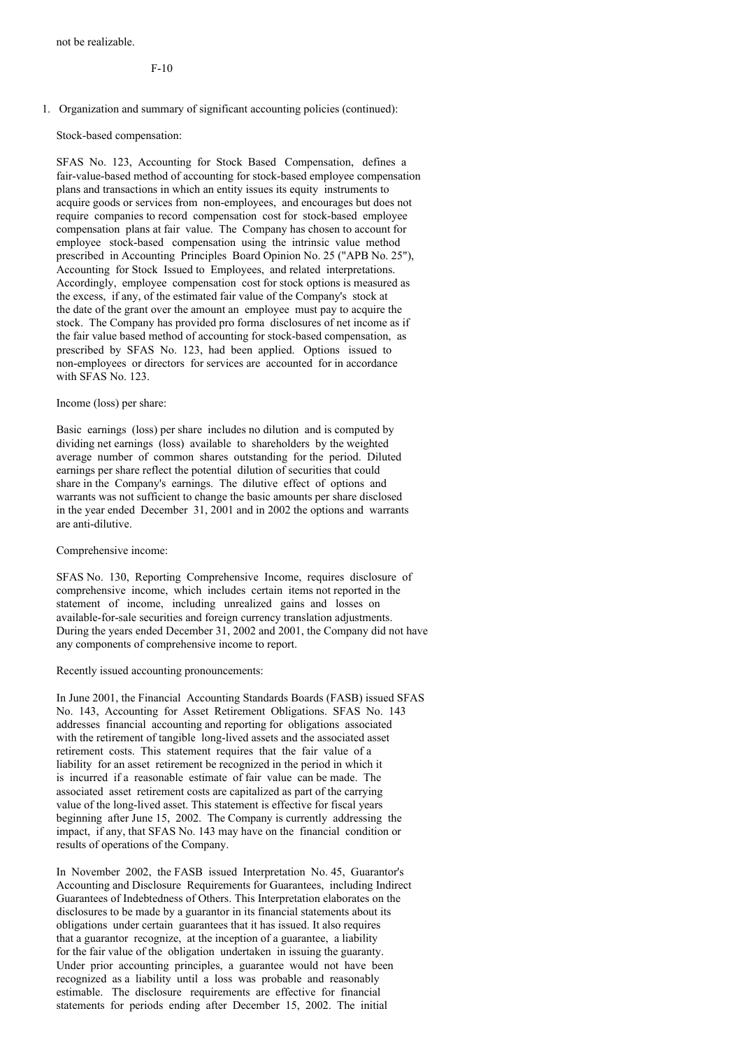not be realizable.

1. Organization and summary of significant accounting policies (continued):

Stock-based compensation:

SFAS No. 123, Accounting for Stock Based Compensation, defines a fair-value-based method of accounting for stock-based employee compensation plans and transactions in which an entity issues its equity instruments to acquire goods or services from non-employees, and encourages but does not require companies to record compensation cost for stock-based employee compensation plans at fair value. The Company has chosen to account for employee stock-based compensation using the intrinsic value method prescribed in Accounting Principles Board Opinion No. 25 ("APB No. 25"), Accounting for Stock Issued to Employees, and related interpretations. Accordingly, employee compensation cost for stock options is measured as the excess, if any, of the estimated fair value of the Company's stock at the date of the grant over the amount an employee must pay to acquire the stock. The Company has provided pro forma disclosures of net income as if the fair value based method of accounting for stock-based compensation, as prescribed by SFAS No. 123, had been applied. Options issued to non-employees or directors for services are accounted for in accordance with SFAS No. 123.

Income (loss) per share:

Basic earnings (loss) per share includes no dilution and is computed by dividing net earnings (loss) available to shareholders by the weighted average number of common shares outstanding for the period. Diluted earnings per share reflect the potential dilution of securities that could share in the Company's earnings. The dilutive effect of options and warrants was not sufficient to change the basic amounts per share disclosed in the year ended December 31, 2001 and in 2002 the options and warrants are anti-dilutive.

Comprehensive income:

SFAS No. 130, Reporting Comprehensive Income, requires disclosure of comprehensive income, which includes certain items not reported in the statement of income, including unrealized gains and losses on available-for-sale securities and foreign currency translation adjustments. During the years ended December 31, 2002 and 2001, the Company did not have any components of comprehensive income to report.

Recently issued accounting pronouncements:

In June 2001, the Financial Accounting Standards Boards (FASB) issued SFAS No. 143, Accounting for Asset Retirement Obligations. SFAS No. 143 addresses financial accounting and reporting for obligations associated with the retirement of tangible long-lived assets and the associated asset retirement costs. This statement requires that the fair value of a liability for an asset retirement be recognized in the period in which it is incurred if a reasonable estimate of fair value can be made. The associated asset retirement costs are capitalized as part of the carrying value of the long-lived asset. This statement is effective for fiscal years beginning after June 15, 2002. The Company is currently addressing the impact, if any, that SFAS No. 143 may have on the financial condition or results of operations of the Company.

In November 2002, the FASB issued Interpretation No. 45, Guarantor's Accounting and Disclosure Requirements for Guarantees, including Indirect Guarantees of Indebtedness of Others. This Interpretation elaborates on the disclosures to be made by a guarantor in its financial statements about its obligations under certain guarantees that it has issued. It also requires that a guarantor recognize, at the inception of a guarantee, a liability for the fair value of the obligation undertaken in issuing the guaranty. Under prior accounting principles, a guarantee would not have been recognized as a liability until a loss was probable and reasonably estimable. The disclosure requirements are effective for financial statements for periods ending after December 15, 2002. The initial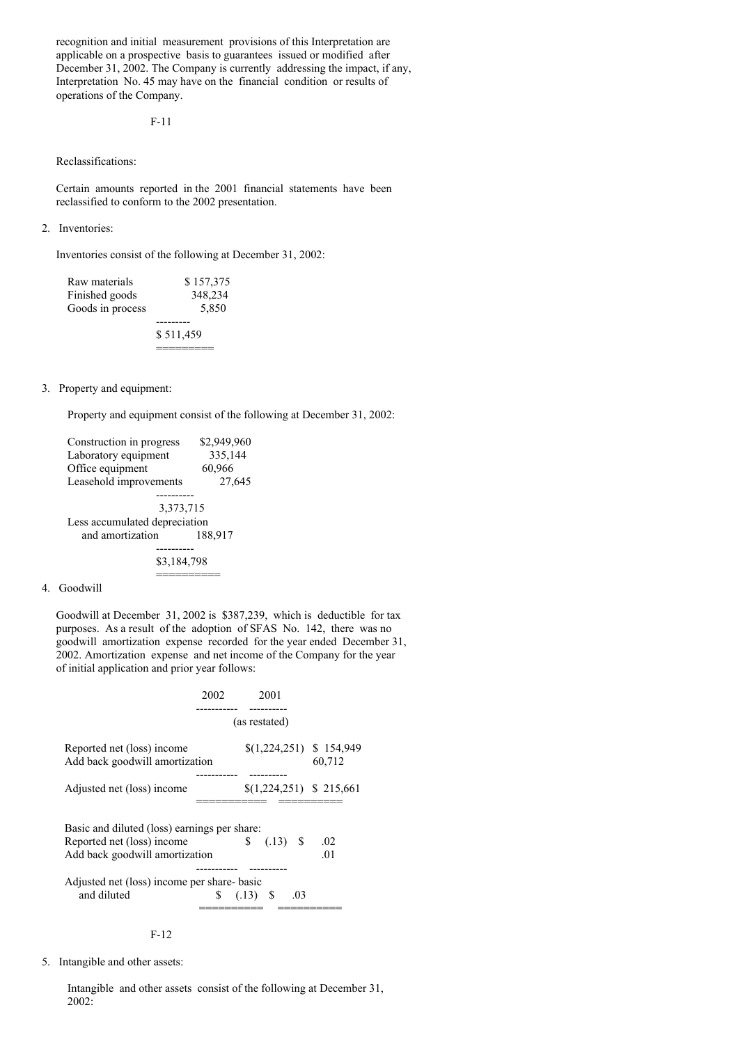recognition and initial measurement provisions of this Interpretation are applicable on a prospective basis to guarantees issued or modified after December 31, 2002. The Company is currently addressing the impact, if any, Interpretation No. 45 may have on the financial condition or results of operations of the Company.

Reclassifications:

Certain amounts reported in the 2001 financial statements have been reclassified to conform to the 2002 presentation.

2. Inventories:

Inventories consist of the following at December 31, 2002:

| | |
|---|---|
| Raw materials | $ 157,375 |
| Finished goods | 348,234 |
| Goods in process | 5,850 |
| | $ 511,459 |

3. Property and equipment:

Property and equipment consist of the following at December 31, 2002:

| | |
|---|---|
| Construction in progress | $2,949,960 |
| Laboratory equipment | 335,144 |
| Office equipment | 60,966 |
| Leasehold improvements | 27,645 |
| | 3,373,715 |
| Less accumulated depreciation and amortization | 188,917 |
| | $3,184,798 |

4. Goodwill

Goodwill at December 31, 2002 is $387,239, which is deductible for tax purposes. As a result of the adoption of SFAS No. 142, there was no goodwill amortization expense recorded for the year ended December 31, 2002. Amortization expense and net income of the Company for the year of initial application and prior year follows:

| | 2002 | 2001 (as restated) |
|---|---|---|
| Reported net (loss) income | $(1,224,251) | $ 154,949 |
| Add back goodwill amortization | | 60,712 |
| Adjusted net (loss) income | $(1,224,251) | $ 215,661 |
| Basic and diluted (loss) earnings per share: | | |
| Reported net (loss) income | $ (.13) | $ .02 |
| Add back goodwill amortization | | .01 |
| Adjusted net (loss) income per share- basic and diluted | $ (.13) | $ .03 |

5. Intangible and other assets:

Intangible and other assets consist of the following at December 31, 2002: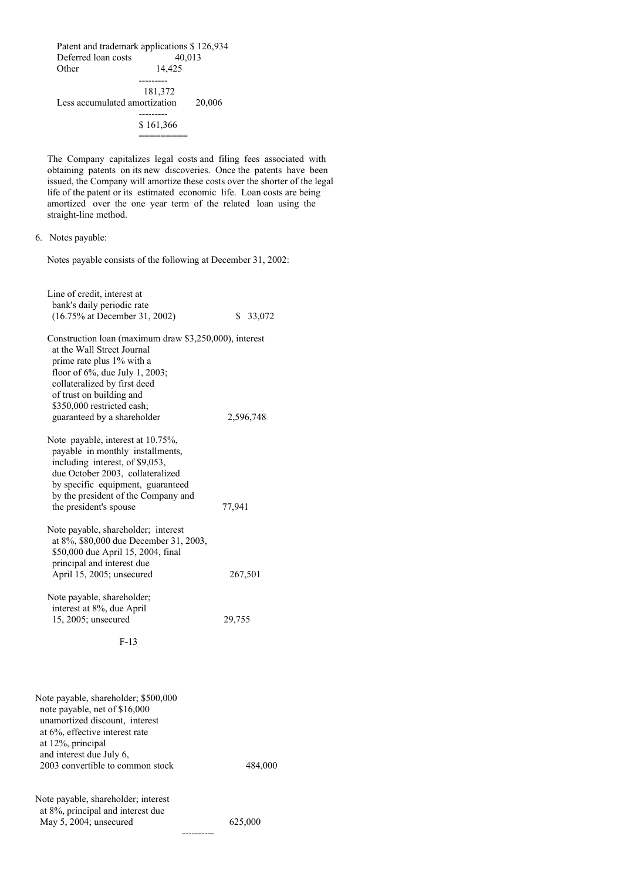| | |
|---|---|
| Patent and trademark applications | $ 126,934 |
| Deferred loan costs | 40,013 |
| Other | 14,425 |
| | 181,372 |
| Less accumulated amortization | 20,006 |
| | $ 161,366 |

The Company capitalizes legal costs and filing fees associated with obtaining patents on its new discoveries. Once the patents have been issued, the Company will amortize these costs over the shorter of the legal life of the patent or its estimated economic life. Loan costs are being amortized over the one year term of the related loan using the straight-line method.

6. Notes payable:

Notes payable consists of the following at December 31, 2002:

| | |
|---|---|
| Line of credit, interest at bank's daily periodic rate (16.75% at December 31, 2002) | $ 33,072 |
| Construction loan (maximum draw $3,250,000), interest at the Wall Street Journal prime rate plus 1% with a floor of 6%, due July 1, 2003; collateralized by first deed of trust on building and $350,000 restricted cash; guaranteed by a shareholder | 2,596,748 |
| Note payable, interest at 10.75%, payable in monthly installments, including interest, of $9,053, due October 2003, collateralized by specific equipment, guaranteed by the president of the Company and the president's spouse | 77,941 |
| Note payable, shareholder; interest at 8%, $80,000 due December 31, 2003, $50,000 due April 15, 2004, final principal and interest due April 15, 2005; unsecured | 267,501 |
| Note payable, shareholder; interest at 8%, due April 15, 2005; unsecured | 29,755 |
| Note payable, shareholder; $500,000 note payable, net of $16,000 unamortized discount, interest at 6%, effective interest rate at 12%, principal and interest due July 6, 2003 convertible to common stock | 484,000 |
| Note payable, shareholder; interest at 8%, principal and interest due May 5, 2004; unsecured | 625,000 |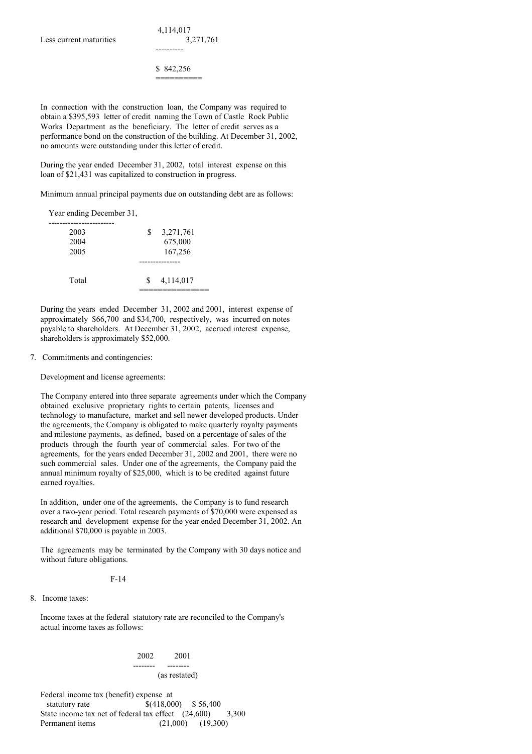| | |
|---|---|
| | 4,114,017 |
| Less current maturities | 3,271,761 |
| | $ 842,256 |

In connection with the construction loan, the Company was required to obtain a $395,593 letter of credit naming the Town of Castle Rock Public Works Department as the beneficiary. The letter of credit serves as a performance bond on the construction of the building. At December 31, 2002, no amounts were outstanding under this letter of credit.

During the year ended December 31, 2002, total interest expense on this loan of $21,431 was capitalized to construction in progress.

Minimum annual principal payments due on outstanding debt are as follows:

| Year ending December 31, | |
|---|---|
| 2003 | $ 3,271,761 |
| 2004 | 675,000 |
| 2005 | 167,256 |
| Total | $ 4,114,017 |

During the years ended December 31, 2002 and 2001, interest expense of approximately $66,700 and $34,700, respectively, was incurred on notes payable to shareholders. At December 31, 2002, accrued interest expense, shareholders is approximately $52,000.

7. Commitments and contingencies:

Development and license agreements:

The Company entered into three separate agreements under which the Company obtained exclusive proprietary rights to certain patents, licenses and technology to manufacture, market and sell newer developed products. Under the agreements, the Company is obligated to make quarterly royalty payments and milestone payments, as defined, based on a percentage of sales of the products through the fourth year of commercial sales. For two of the agreements, for the years ended December 31, 2002 and 2001, there were no such commercial sales. Under one of the agreements, the Company paid the annual minimum royalty of $25,000, which is to be credited against future earned royalties.

In addition, under one of the agreements, the Company is to fund research over a two-year period. Total research payments of $70,000 were expensed as research and development expense for the year ended December 31, 2002. An additional $70,000 is payable in 2003.

The agreements may be terminated by the Company with 30 days notice and without future obligations.

8. Income taxes:

Income taxes at the federal statutory rate are reconciled to the Company's actual income taxes as follows:

| | 2002 | 2001 (as restated) |
|---|---|---|
| Federal income tax (benefit) expense at statutory rate | $(418,000) | $ 56,400 |
| State income tax net of federal tax effect | (24,600) | 3,300 |
| Permanent items | (21,000) | (19,300) |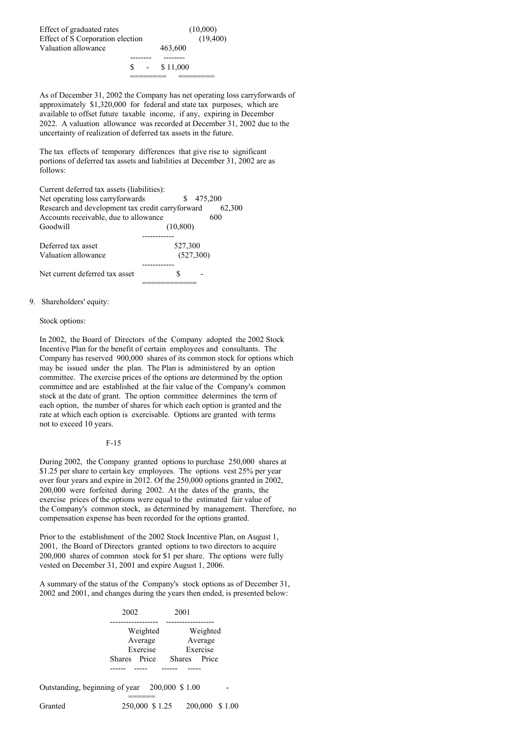| | | |
|---|---|---|
| Effect of graduated rates | | (10,000) |
| Effect of S Corporation election | | (19,400) |
| Valuation allowance | 463,600 | |
| | $ - | $ 11,000 |

As of December 31, 2002 the Company has net operating loss carryforwards of approximately $1,320,000 for federal and state tax purposes, which are available to offset future taxable income, if any, expiring in December 2022. A valuation allowance was recorded at December 31, 2002 due to the uncertainty of realization of deferred tax assets in the future.

The tax effects of temporary differences that give rise to significant portions of deferred tax assets and liabilities at December 31, 2002 are as follows:

| | |
|---|---|
| Current deferred tax assets (liabilities): | |
| Net operating loss carryforwards | $ 475,200 |
| Research and development tax credit carryforward | 62,300 |
| Accounts receivable, due to allowance | 600 |
| Goodwill | (10,800) |
| Deferred tax asset | 527,300 |
| Valuation allowance | (527,300) |
| Net current deferred tax asset | $ - |

9. Shareholders' equity:

Stock options:

In 2002, the Board of Directors of the Company adopted the 2002 Stock Incentive Plan for the benefit of certain employees and consultants. The Company has reserved 900,000 shares of its common stock for options which may be issued under the plan. The Plan is administered by an option committee. The exercise prices of the options are determined by the option committee and are established at the fair value of the Company's common stock at the date of grant. The option committee determines the term of each option, the number of shares for which each option is granted and the rate at which each option is exercisable. Options are granted with terms not to exceed 10 years.

During 2002, the Company granted options to purchase 250,000 shares at $1.25 per share to certain key employees. The options vest 25% per year over four years and expire in 2012. Of the 250,000 options granted in 2002, 200,000 were forfeited during 2002. At the dates of the grants, the exercise prices of the options were equal to the estimated fair value of the Company's common stock, as determined by management. Therefore, no compensation expense has been recorded for the options granted.

Prior to the establishment of the 2002 Stock Incentive Plan, on August 1, 2001, the Board of Directors granted options to two directors to acquire 200,000 shares of common stock for $1 per share. The options were fully vested on December 31, 2001 and expire August 1, 2006.

A summary of the status of the Company's stock options as of December 31, 2002 and 2001, and changes during the years then ended, is presented below:

| | 2002 | | 2001 | |
|---|---|---|---|---|
| | Shares | Weighted Average Exercise Price | Shares | Weighted Average Exercise Price |
| Outstanding, beginning of year | 200,000 | $ 1.00 | - | |
| Granted | 250,000 | $ 1.25 | 200,000 | $ 1.00 |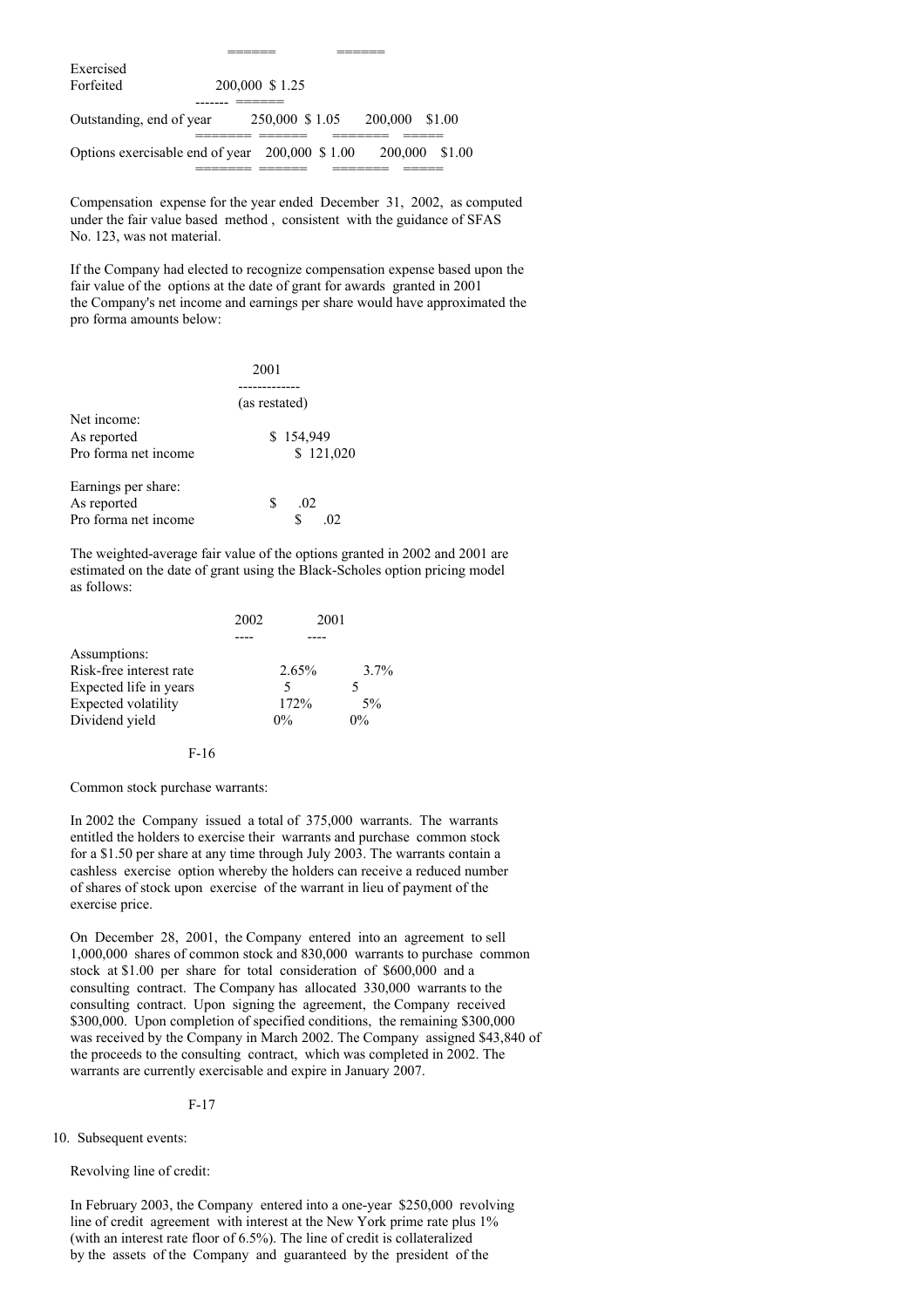|  |  |  |  |  |
|---|---|---|---|---|
| Exercised |  |  |  |  |
| Forfeited | 200,000 | $ 1.25 |  |  |
| Outstanding, end of year | 250,000 | $ 1.05 | 200,000 | $1.00 |
| Options exercisable end of year | 200,000 | $ 1.00 | 200,000 | $1.00 |

Compensation expense for the year ended December 31, 2002, as computed under the fair value based method, consistent with the guidance of SFAS No. 123, was not material.

If the Company had elected to recognize compensation expense based upon the fair value of the options at the date of grant for awards granted in 2001 the Company's net income and earnings per share would have approximated the pro forma amounts below:

|  | 2001 (as restated) |
|---|---|
| Net income: |  |
| As reported | $ 154,949 |
| Pro forma net income | $ 121,020 |
| Earnings per share: |  |
| As reported | $ .02 |
| Pro forma net income | $ .02 |

The weighted-average fair value of the options granted in 2002 and 2001 are estimated on the date of grant using the Black-Scholes option pricing model as follows:

|  | 2002 | 2001 |
|---|---|---|
| Assumptions: |  |  |
| Risk-free interest rate | 2.65% | 3.7% |
| Expected life in years | 5 | 5 |
| Expected volatility | 172% | 5% |
| Dividend yield | 0% | 0% |

Common stock purchase warrants:

In 2002 the Company issued a total of 375,000 warrants. The warrants entitled the holders to exercise their warrants and purchase common stock for a $1.50 per share at any time through July 2003. The warrants contain a cashless exercise option whereby the holders can receive a reduced number of shares of stock upon exercise of the warrant in lieu of payment of the exercise price.

On December 28, 2001, the Company entered into an agreement to sell 1,000,000 shares of common stock and 830,000 warrants to purchase common stock at $1.00 per share for total consideration of $600,000 and a consulting contract. The Company has allocated 330,000 warrants to the consulting contract. Upon signing the agreement, the Company received $300,000. Upon completion of specified conditions, the remaining $300,000 was received by the Company in March 2002. The Company assigned $43,840 of the proceeds to the consulting contract, which was completed in 2002. The warrants are currently exercisable and expire in January 2007.

10. Subsequent events:

Revolving line of credit:

In February 2003, the Company entered into a one-year $250,000 revolving line of credit agreement with interest at the New York prime rate plus 1% (with an interest rate floor of 6.5%). The line of credit is collateralized by the assets of the Company and guaranteed by the president of the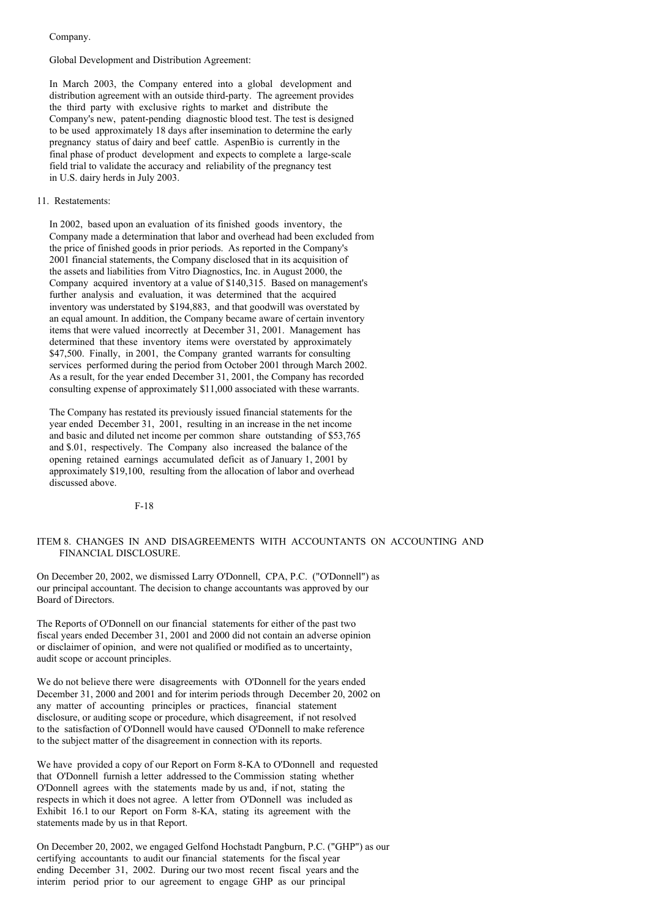Company.

Global Development and Distribution Agreement:

In March 2003, the Company entered into a global development and distribution agreement with an outside third-party. The agreement provides the third party with exclusive rights to market and distribute the Company's new, patent-pending diagnostic blood test. The test is designed to be used approximately 18 days after insemination to determine the early pregnancy status of dairy and beef cattle. AspenBio is currently in the final phase of product development and expects to complete a large-scale field trial to validate the accuracy and reliability of the pregnancy test in U.S. dairy herds in July 2003.

11. Restatements:

In 2002, based upon an evaluation of its finished goods inventory, the Company made a determination that labor and overhead had been excluded from the price of finished goods in prior periods. As reported in the Company's 2001 financial statements, the Company disclosed that in its acquisition of the assets and liabilities from Vitro Diagnostics, Inc. in August 2000, the Company acquired inventory at a value of $140,315. Based on management's further analysis and evaluation, it was determined that the acquired inventory was understated by $194,883, and that goodwill was overstated by an equal amount. In addition, the Company became aware of certain inventory items that were valued incorrectly at December 31, 2001. Management has determined that these inventory items were overstated by approximately $47,500. Finally, in 2001, the Company granted warrants for consulting services performed during the period from October 2001 through March 2002. As a result, for the year ended December 31, 2001, the Company has recorded consulting expense of approximately $11,000 associated with these warrants.

The Company has restated its previously issued financial statements for the year ended December 31, 2001, resulting in an increase in the net income and basic and diluted net income per common share outstanding of $53,765 and $.01, respectively. The Company also increased the balance of the opening retained earnings accumulated deficit as of January 1, 2001 by approximately $19,100, resulting from the allocation of labor and overhead discussed above.

## ITEM 8. CHANGES IN AND DISAGREEMENTS WITH ACCOUNTANTS ON ACCOUNTING AND FINANCIAL DISCLOSURE.

On December 20, 2002, we dismissed Larry O'Donnell, CPA, P.C. ("O'Donnell") as our principal accountant. The decision to change accountants was approved by our Board of Directors.

The Reports of O'Donnell on our financial statements for either of the past two fiscal years ended December 31, 2001 and 2000 did not contain an adverse opinion or disclaimer of opinion, and were not qualified or modified as to uncertainty, audit scope or account principles.

We do not believe there were disagreements with O'Donnell for the years ended December 31, 2000 and 2001 and for interim periods through December 20, 2002 on any matter of accounting principles or practices, financial statement disclosure, or auditing scope or procedure, which disagreement, if not resolved to the satisfaction of O'Donnell would have caused O'Donnell to make reference to the subject matter of the disagreement in connection with its reports.

We have provided a copy of our Report on Form 8-KA to O'Donnell and requested that O'Donnell furnish a letter addressed to the Commission stating whether O'Donnell agrees with the statements made by us and, if not, stating the respects in which it does not agree. A letter from O'Donnell was included as Exhibit 16.1 to our Report on Form 8-KA, stating its agreement with the statements made by us in that Report.

On December 20, 2002, we engaged Gelfond Hochstadt Pangburn, P.C. ("GHP") as our certifying accountants to audit our financial statements for the fiscal year ending December 31, 2002. During our two most recent fiscal years and the interim period prior to our agreement to engage GHP as our principal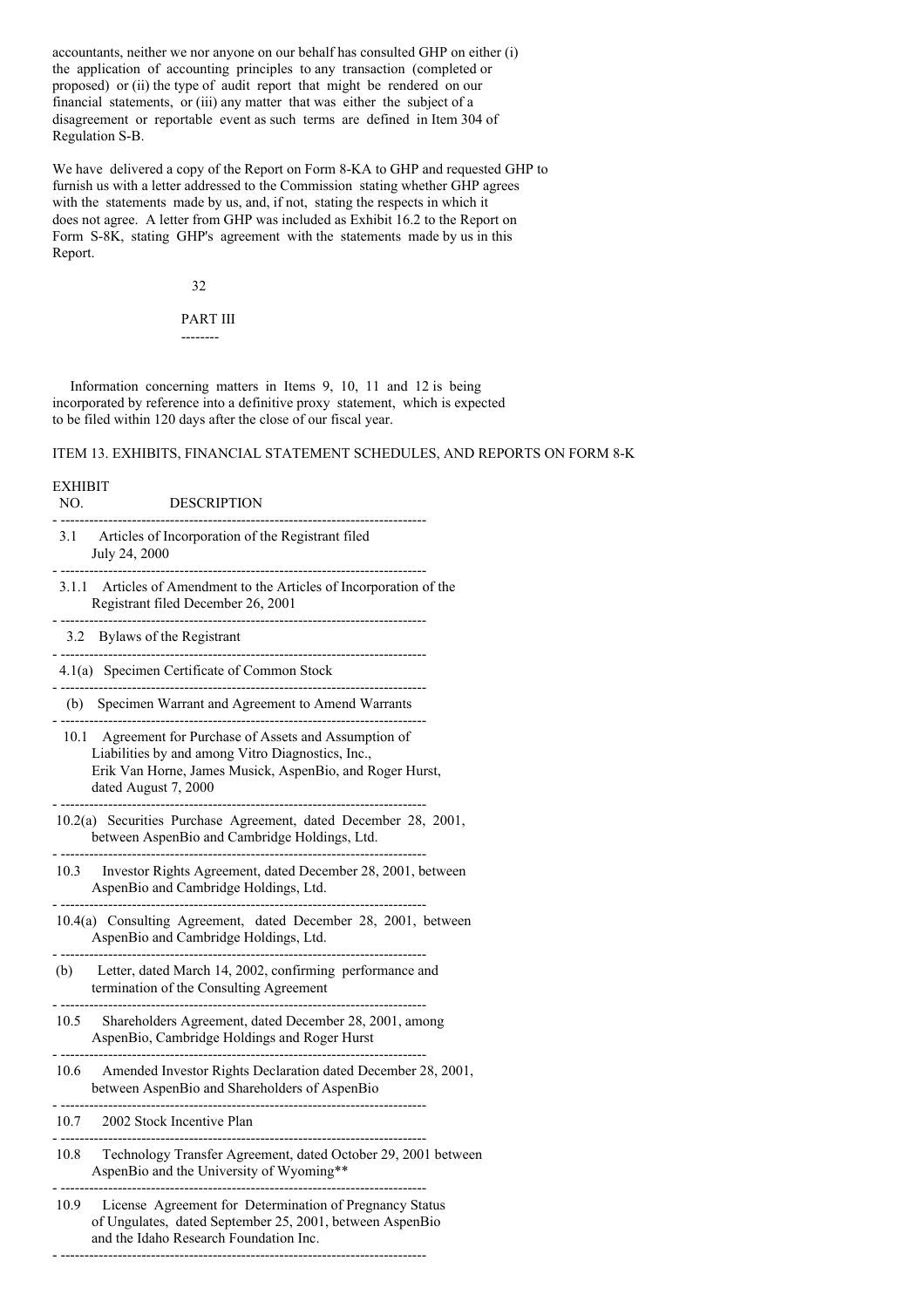accountants, neither we nor anyone on our behalf has consulted GHP on either (i) the application of accounting principles to any transaction (completed or proposed) or (ii) the type of audit report that might be rendered on our financial statements, or (iii) any matter that was either the subject of a disagreement or reportable event as such terms are defined in Item 304 of Regulation S-B.

We have delivered a copy of the Report on Form 8-KA to GHP and requested GHP to furnish us with a letter addressed to the Commission stating whether GHP agrees with the statements made by us, and, if not, stating the respects in which it does not agree. A letter from GHP was included as Exhibit 16.2 to the Report on Form S-8K, stating GHP's agreement with the statements made by us in this Report.

## PART III

Information concerning matters in Items 9, 10, 11 and 12 is being incorporated by reference into a definitive proxy statement, which is expected to be filed within 120 days after the close of our fiscal year.

## ITEM 13. EXHIBITS, FINANCIAL STATEMENT SCHEDULES, AND REPORTS ON FORM 8-K

| EXHIBIT NO. | DESCRIPTION |
|---|---|
| 3.1 | Articles of Incorporation of the Registrant filed July 24, 2000 |
| 3.1.1 | Articles of Amendment to the Articles of Incorporation of the Registrant filed December 26, 2001 |
| 3.2 | Bylaws of the Registrant |
| 4.1(a) | Specimen Certificate of Common Stock |
| (b) | Specimen Warrant and Agreement to Amend Warrants |
| 10.1 | Agreement for Purchase of Assets and Assumption of Liabilities by and among Vitro Diagnostics, Inc., Erik Van Horne, James Musick, AspenBio, and Roger Hurst, dated August 7, 2000 |
| 10.2(a) | Securities Purchase Agreement, dated December 28, 2001, between AspenBio and Cambridge Holdings, Ltd. |
| 10.3 | Investor Rights Agreement, dated December 28, 2001, between AspenBio and Cambridge Holdings, Ltd. |
| 10.4(a) | Consulting Agreement, dated December 28, 2001, between AspenBio and Cambridge Holdings, Ltd. |
| (b) | Letter, dated March 14, 2002, confirming performance and termination of the Consulting Agreement |
| 10.5 | Shareholders Agreement, dated December 28, 2001, among AspenBio, Cambridge Holdings and Roger Hurst |
| 10.6 | Amended Investor Rights Declaration dated December 28, 2001, between AspenBio and Shareholders of AspenBio |
| 10.7 | 2002 Stock Incentive Plan |
| 10.8 | Technology Transfer Agreement, dated October 29, 2001 between AspenBio and the University of Wyoming** |
| 10.9 | License Agreement for Determination of Pregnancy Status of Ungulates, dated September 25, 2001, between AspenBio and the Idaho Research Foundation Inc. |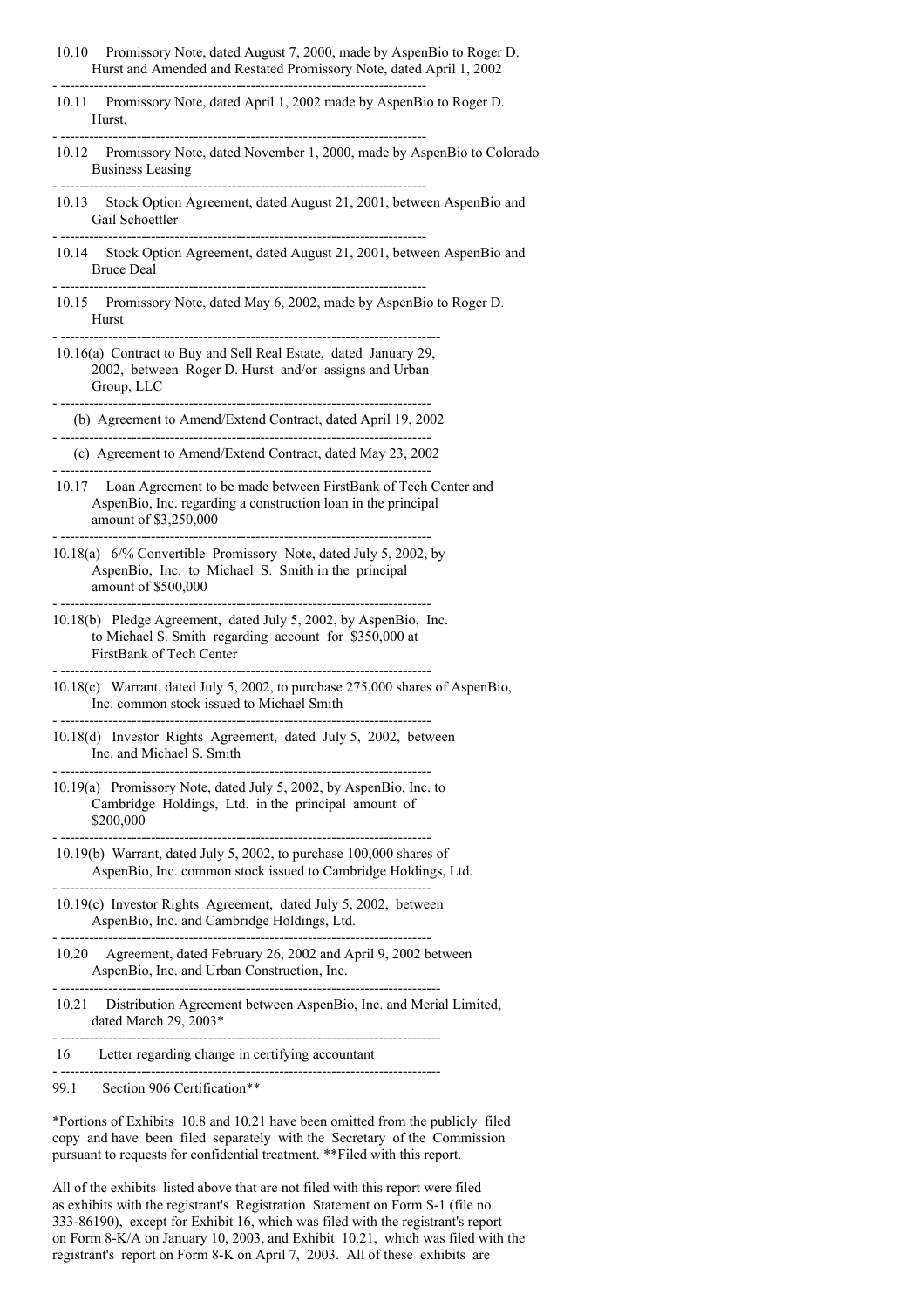| | |
|---|---|
| 10.10 | Promissory Note, dated August 7, 2000, made by AspenBio to Roger D. Hurst and Amended and Restated Promissory Note, dated April 1, 2002 |
| 10.11 | Promissory Note, dated April 1, 2002 made by AspenBio to Roger D. Hurst. |
| 10.12 | Promissory Note, dated November 1, 2000, made by AspenBio to Colorado Business Leasing |
| 10.13 | Stock Option Agreement, dated August 21, 2001, between AspenBio and Gail Schoettler |
| 10.14 | Stock Option Agreement, dated August 21, 2001, between AspenBio and Bruce Deal |
| 10.15 | Promissory Note, dated May 6, 2002, made by AspenBio to Roger D. Hurst |
| 10.16(a) | Contract to Buy and Sell Real Estate, dated January 29, 2002, between Roger D. Hurst and/or assigns and Urban Group, LLC |
| (b) | Agreement to Amend/Extend Contract, dated April 19, 2002 |
| (c) | Agreement to Amend/Extend Contract, dated May 23, 2002 |
| 10.17 | Loan Agreement to be made between FirstBank of Tech Center and AspenBio, Inc. regarding a construction loan in the principal amount of $3,250,000 |
| 10.18(a) | 6/% Convertible Promissory Note, dated July 5, 2002, by AspenBio, Inc. to Michael S. Smith in the principal amount of $500,000 |
| 10.18(b) | Pledge Agreement, dated July 5, 2002, by AspenBio, Inc. to Michael S. Smith regarding account for $350,000 at FirstBank of Tech Center |
| 10.18(c) | Warrant, dated July 5, 2002, to purchase 275,000 shares of AspenBio, Inc. common stock issued to Michael Smith |
| 10.18(d) | Investor Rights Agreement, dated July 5, 2002, between Inc. and Michael S. Smith |
| 10.19(a) | Promissory Note, dated July 5, 2002, by AspenBio, Inc. to Cambridge Holdings, Ltd. in the principal amount of $200,000 |
| 10.19(b) | Warrant, dated July 5, 2002, to purchase 100,000 shares of AspenBio, Inc. common stock issued to Cambridge Holdings, Ltd. |
| 10.19(c) | Investor Rights Agreement, dated July 5, 2002, between AspenBio, Inc. and Cambridge Holdings, Ltd. |
| 10.20 | Agreement, dated February 26, 2002 and April 9, 2002 between AspenBio, Inc. and Urban Construction, Inc. |
| 10.21 | Distribution Agreement between AspenBio, Inc. and Merial Limited, dated March 29, 2003* |
| 16 | Letter regarding change in certifying accountant |
| 99.1 | Section 906 Certification** |

*Portions of Exhibits 10.8 and 10.21 have been omitted from the publicly filed copy and have been filed separately with the Secretary of the Commission pursuant to requests for confidential treatment. **Filed with this report.

All of the exhibits listed above that are not filed with this report were filed as exhibits with the registrant's Registration Statement on Form S-1 (file no. 333-86190), except for Exhibit 16, which was filed with the registrant's report on Form 8-K/A on January 10, 2003, and Exhibit 10.21, which was filed with the registrant's report on Form 8-K on April 7, 2003. All of these exhibits are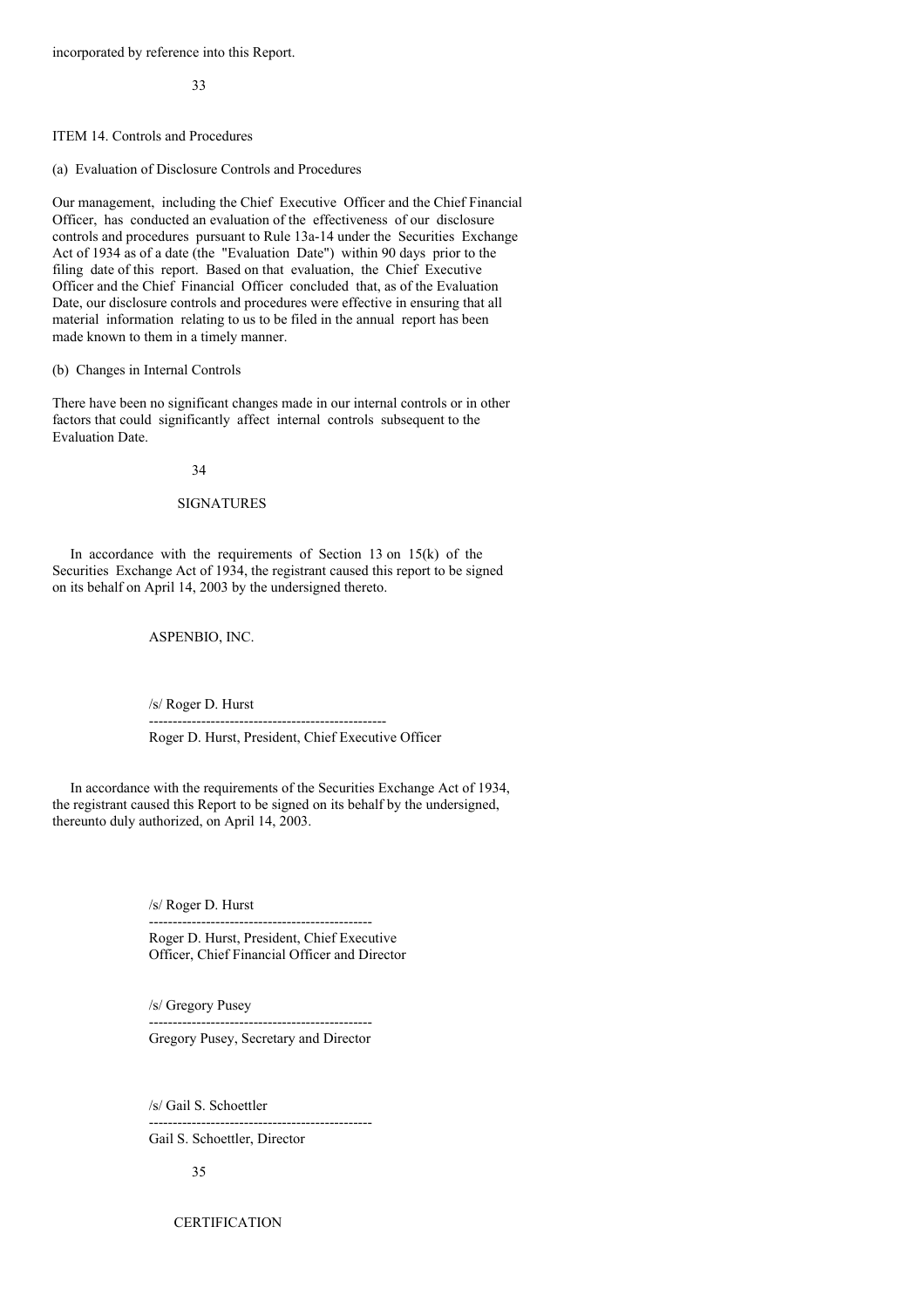incorporated by reference into this Report.

ITEM 14. Controls and Procedures

(a) Evaluation of Disclosure Controls and Procedures

Our management, including the Chief Executive Officer and the Chief Financial Officer, has conducted an evaluation of the effectiveness of our disclosure controls and procedures pursuant to Rule 13a-14 under the Securities Exchange Act of 1934 as of a date (the "Evaluation Date") within 90 days prior to the filing date of this report. Based on that evaluation, the Chief Executive Officer and the Chief Financial Officer concluded that, as of the Evaluation Date, our disclosure controls and procedures were effective in ensuring that all material information relating to us to be filed in the annual report has been made known to them in a timely manner.

(b) Changes in Internal Controls

There have been no significant changes made in our internal controls or in other factors that could significantly affect internal controls subsequent to the Evaluation Date.

## SIGNATURES

In accordance with the requirements of Section 13 on 15(k) of the Securities Exchange Act of 1934, the registrant caused this report to be signed on its behalf on April 14, 2003 by the undersigned thereto.

ASPENBIO, INC.

/s/ Roger D. Hurst

--------------------------------------------------

Roger D. Hurst, President, Chief Executive Officer

In accordance with the requirements of the Securities Exchange Act of 1934, the registrant caused this Report to be signed on its behalf by the undersigned, thereunto duly authorized, on April 14, 2003.

/s/ Roger D. Hurst

----------------------------------------------

Roger D. Hurst, President, Chief Executive Officer, Chief Financial Officer and Director

/s/ Gregory Pusey

----------------------------------------------

Gregory Pusey, Secretary and Director

/s/ Gail S. Schoettler

----------------------------------------------

Gail S. Schoettler, Director

CERTIFICATION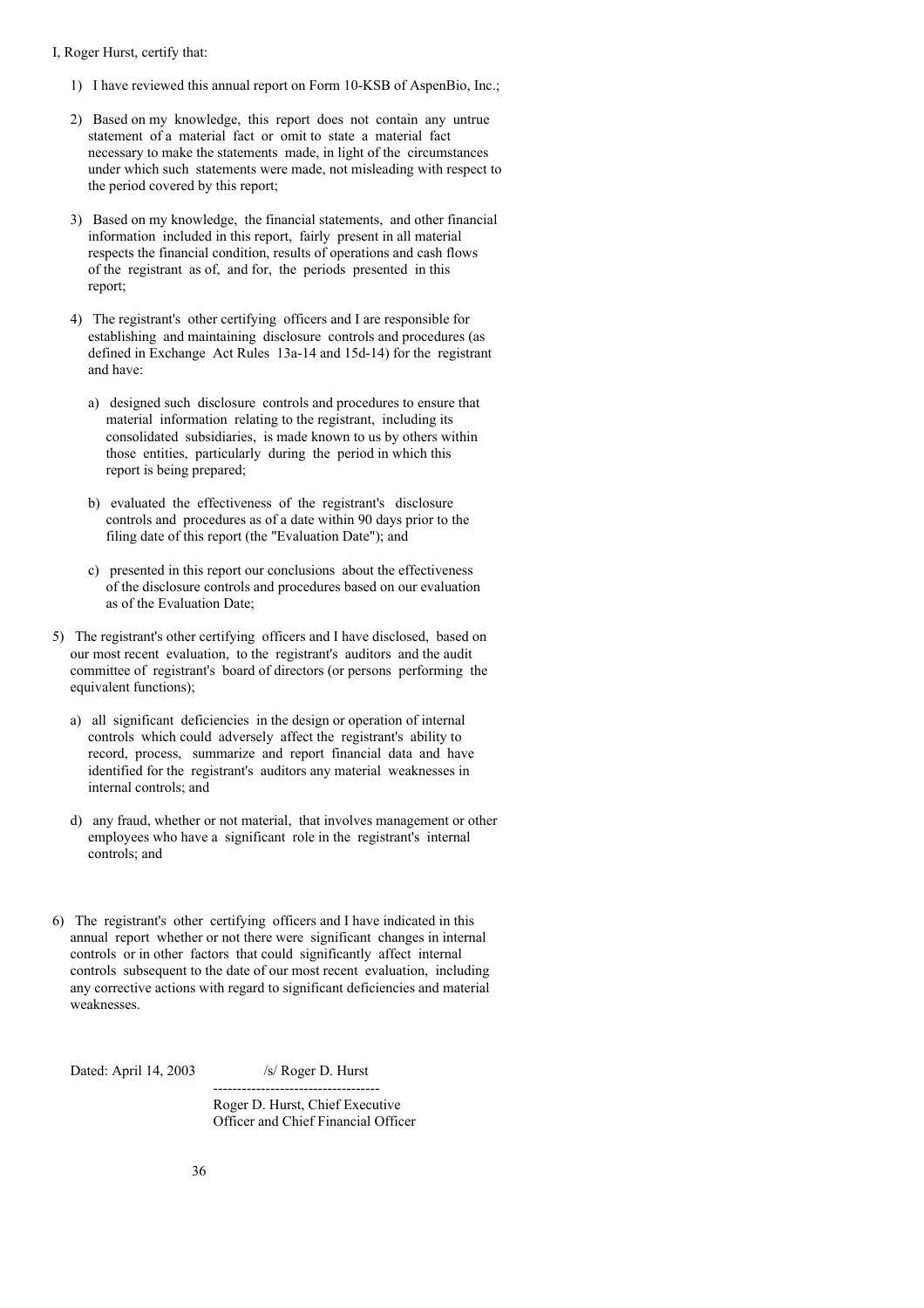I, Roger Hurst, certify that:

1) I have reviewed this annual report on Form 10-KSB of AspenBio, Inc.;

2) Based on my knowledge, this report does not contain any untrue statement of a material fact or omit to state a material fact necessary to make the statements made, in light of the circumstances under which such statements were made, not misleading with respect to the period covered by this report;

3) Based on my knowledge, the financial statements, and other financial information included in this report, fairly present in all material respects the financial condition, results of operations and cash flows of the registrant as of, and for, the periods presented in this report;

4) The registrant's other certifying officers and I are responsible for establishing and maintaining disclosure controls and procedures (as defined in Exchange Act Rules 13a-14 and 15d-14) for the registrant and have:

   a) designed such disclosure controls and procedures to ensure that material information relating to the registrant, including its consolidated subsidiaries, is made known to us by others within those entities, particularly during the period in which this report is being prepared;

   b) evaluated the effectiveness of the registrant's disclosure controls and procedures as of a date within 90 days prior to the filing date of this report (the "Evaluation Date"); and

   c) presented in this report our conclusions about the effectiveness of the disclosure controls and procedures based on our evaluation as of the Evaluation Date;

5) The registrant's other certifying officers and I have disclosed, based on our most recent evaluation, to the registrant's auditors and the audit committee of registrant's board of directors (or persons performing the equivalent functions);

   a) all significant deficiencies in the design or operation of internal controls which could adversely affect the registrant's ability to record, process, summarize and report financial data and have identified for the registrant's auditors any material weaknesses in internal controls; and

   d) any fraud, whether or not material, that involves management or other employees who have a significant role in the registrant's internal controls; and

6) The registrant's other certifying officers and I have indicated in this annual report whether or not there were significant changes in internal controls or in other factors that could significantly affect internal controls subsequent to the date of our most recent evaluation, including any corrective actions with regard to significant deficiencies and material weaknesses.

Dated: April 14, 2003

/s/ Roger D. Hurst

-----------------------------------

Roger D. Hurst, Chief Executive Officer and Chief Financial Officer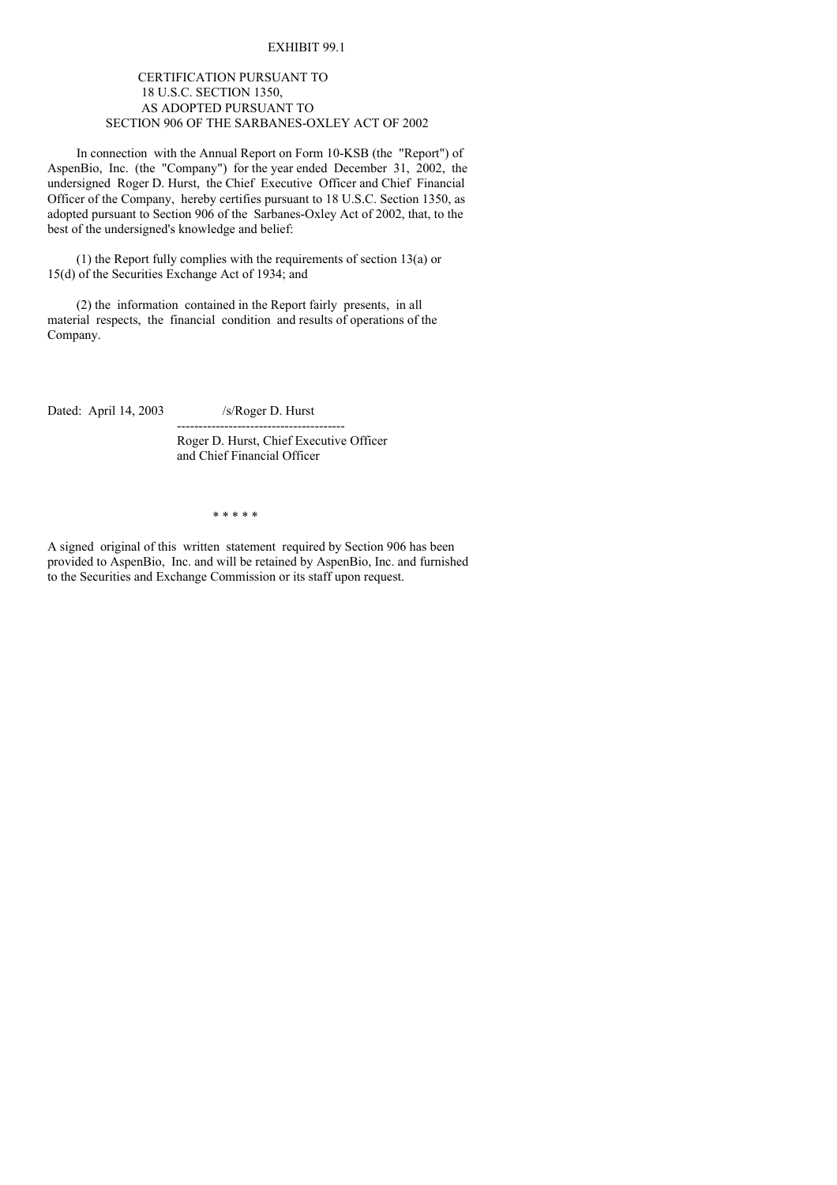EXHIBIT 99.1

# CERTIFICATION PURSUANT TO 18 U.S.C. SECTION 1350, AS ADOPTED PURSUANT TO SECTION 906 OF THE SARBANES-OXLEY ACT OF 2002

In connection with the Annual Report on Form 10-KSB (the "Report") of AspenBio, Inc. (the "Company") for the year ended December 31, 2002, the undersigned Roger D. Hurst, the Chief Executive Officer and Chief Financial Officer of the Company, hereby certifies pursuant to 18 U.S.C. Section 1350, as adopted pursuant to Section 906 of the Sarbanes-Oxley Act of 2002, that, to the best of the undersigned's knowledge and belief:

(1) the Report fully complies with the requirements of section 13(a) or 15(d) of the Securities Exchange Act of 1934; and

(2) the information contained in the Report fairly presents, in all material respects, the financial condition and results of operations of the Company.

Dated: April 14, 2003

/s/Roger D. Hurst

---------------------------------------

Roger D. Hurst, Chief Executive Officer and Chief Financial Officer

* * * * *

A signed original of this written statement required by Section 906 has been provided to AspenBio, Inc. and will be retained by AspenBio, Inc. and furnished to the Securities and Exchange Commission or its staff upon request.